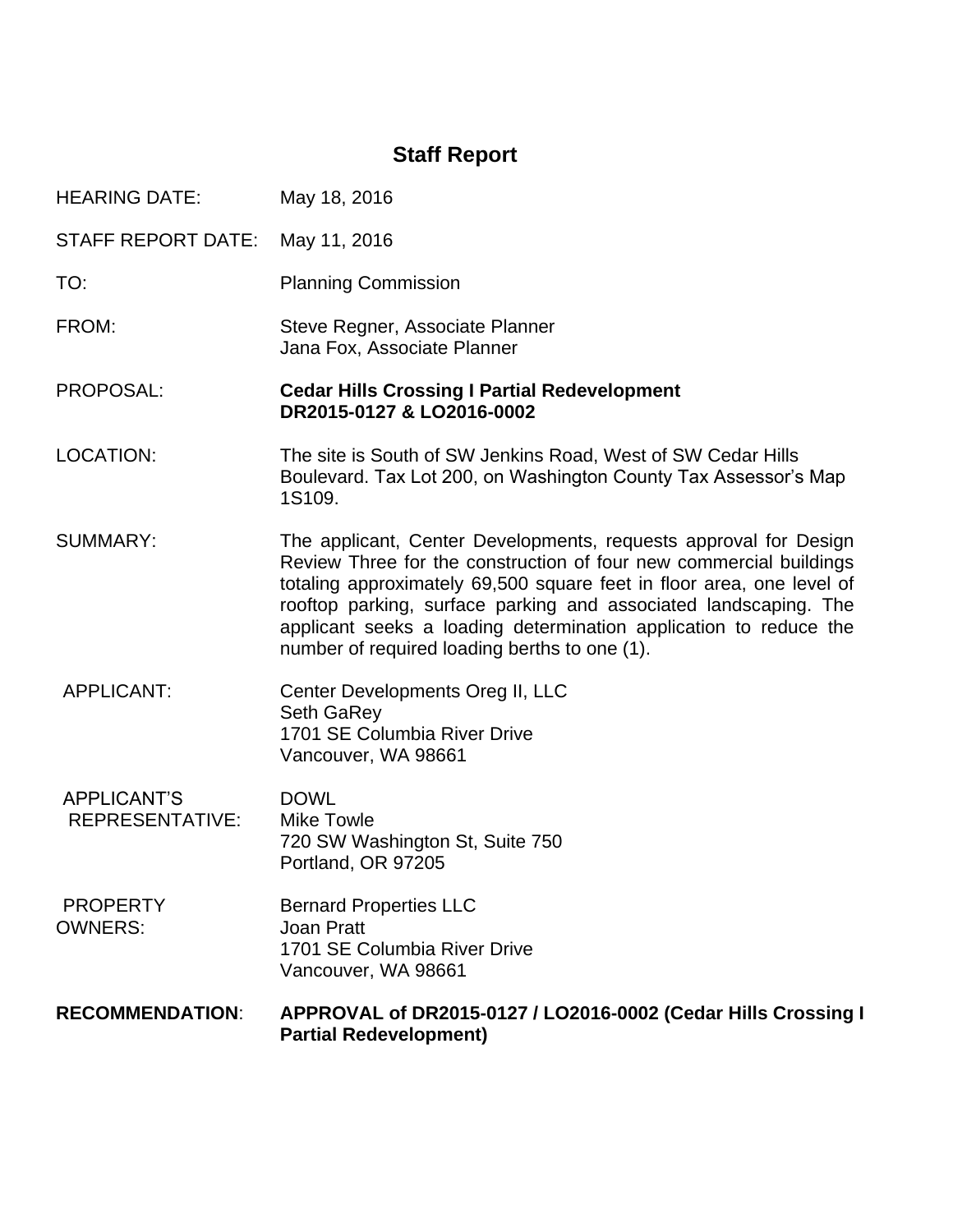# Staff Report

| | |
|---|---|
| HEARING DATE: | May 18, 2016 |
| STAFF REPORT DATE: | May 11, 2016 |
| TO: | Planning Commission |
| FROM: | Steve Regner, Associate Planner<br>Jana Fox, Associate Planner |
| PROPOSAL: | **Cedar Hills Crossing I Partial Redevelopment**<br>**DR2015-0127 & LO2016-0002** |
| LOCATION: | The site is South of SW Jenkins Road, West of SW Cedar Hills Boulevard. Tax Lot 200, on Washington County Tax Assessor's Map 1S109. |
| SUMMARY: | The applicant, Center Developments, requests approval for Design Review Three for the construction of four new commercial buildings totaling approximately 69,500 square feet in floor area, one level of rooftop parking, surface parking and associated landscaping. The applicant seeks a loading determination application to reduce the number of required loading berths to one (1). |
| APPLICANT: | Center Developments Oreg II, LLC<br>Seth GaRey<br>1701 SE Columbia River Drive<br>Vancouver, WA 98661 |
| APPLICANT'S REPRESENTATIVE: | DOWL<br>Mike Towle<br>720 SW Washington St, Suite 750<br>Portland, OR 97205 |
| PROPERTY OWNERS: | Bernard Properties LLC<br>Joan Pratt<br>1701 SE Columbia River Drive<br>Vancouver, WA 98661 |
| **RECOMMENDATION**: | **APPROVAL of DR2015-0127 / LO2016-0002 (Cedar Hills Crossing I Partial Redevelopment)** |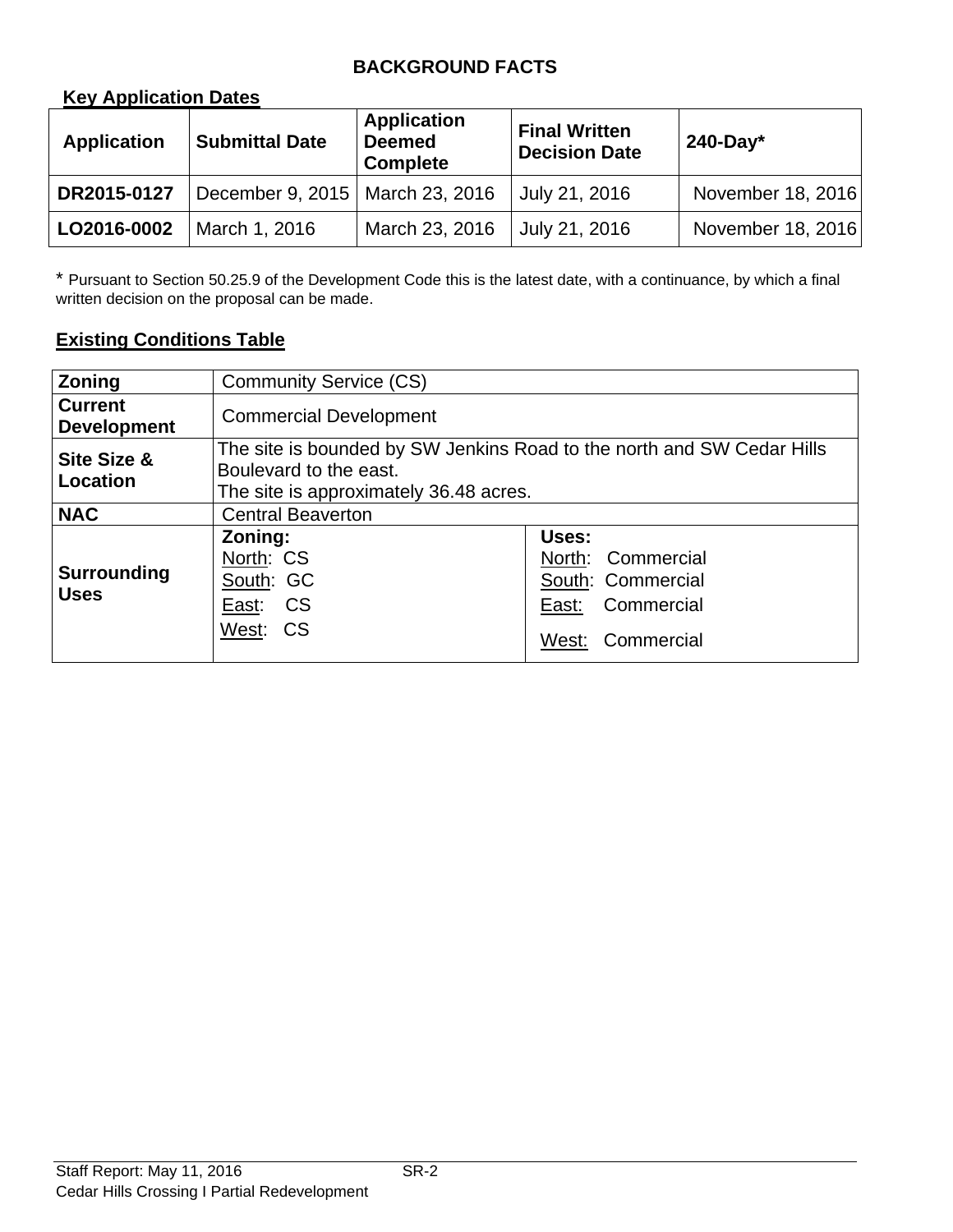# BACKGROUND FACTS

## Key Application Dates

| Application | Submittal Date | Application Deemed Complete | Final Written Decision Date | 240-Day* |
|---|---|---|---|---|
| **DR2015-0127** | December 9, 2015 | March 23, 2016 | July 21, 2016 | November 18, 2016 |
| **LO2016-0002** | March 1, 2016 | March 23, 2016 | July 21, 2016 | November 18, 2016 |

\* Pursuant to Section 50.25.9 of the Development Code this is the latest date, with a continuance, by which a final written decision on the proposal can be made.

## Existing Conditions Table

| | | |
|---|---|---|
| **Zoning** | Community Service (CS) | |
| **Current Development** | Commercial Development | |
| **Site Size & Location** | The site is bounded by SW Jenkins Road to the north and SW Cedar Hills Boulevard to the east.<br>The site is approximately 36.48 acres. | |
| **NAC** | Central Beaverton | |
| **Surrounding Uses** | **Zoning:**<br>North: CS<br>South: GC<br>East: CS<br>West: CS | **Uses:**<br>North: Commercial<br>South: Commercial<br>East: Commercial<br>West: Commercial |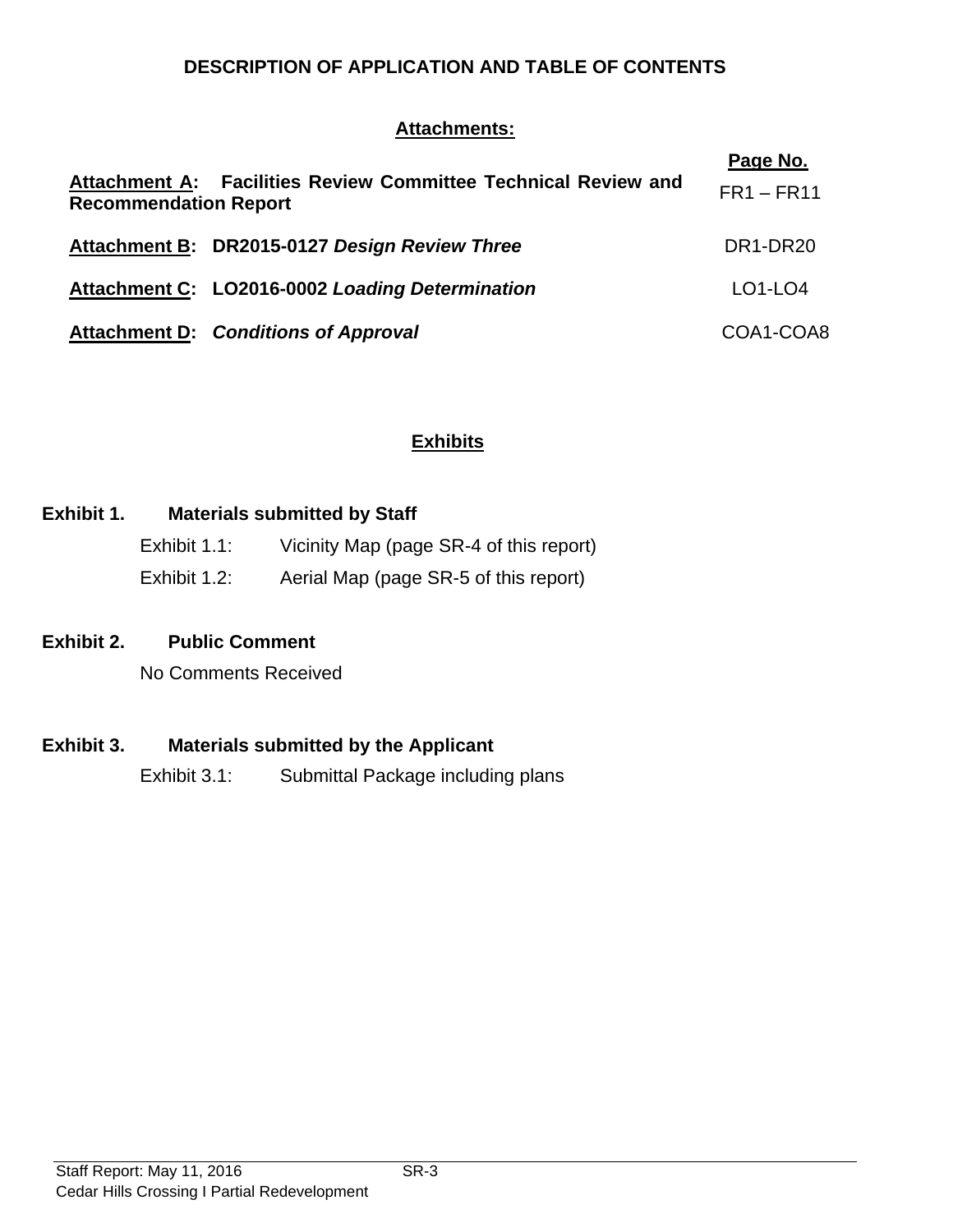## DESCRIPTION OF APPLICATION AND TABLE OF CONTENTS

### Attachments:

| | Page No. |
|---|---|
| **Attachment A: Facilities Review Committee Technical Review and Recommendation Report** | FR1 – FR11 |
| **Attachment B: DR2015-0127 *Design Review Three*** | DR1-DR20 |
| **Attachment C: LO2016-0002 *Loading Determination*** | LO1-LO4 |
| **Attachment D: *Conditions of Approval*** | COA1-COA8 |

### Exhibits

**Exhibit 1. Materials submitted by Staff**

Exhibit 1.1: Vicinity Map (page SR-4 of this report)

Exhibit 1.2: Aerial Map (page SR-5 of this report)

**Exhibit 2. Public Comment**

No Comments Received

**Exhibit 3. Materials submitted by the Applicant**

Exhibit 3.1: Submittal Package including plans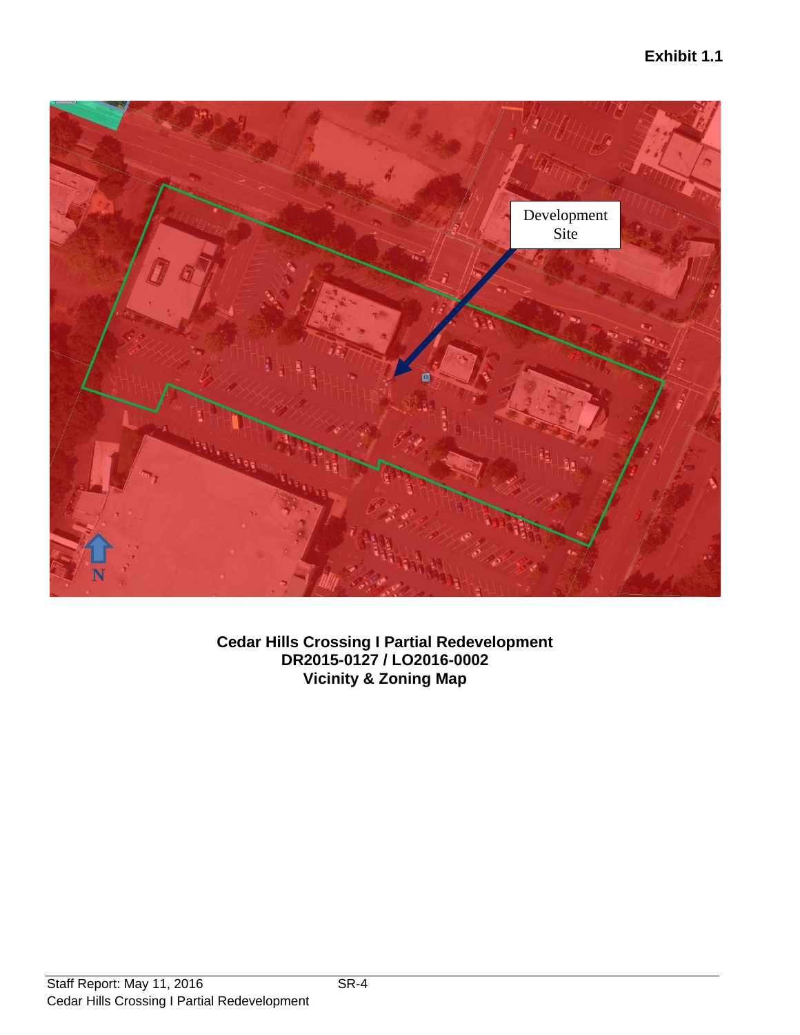**Exhibit 1.1**

Development Site

N

**Cedar Hills Crossing I Partial Redevelopment**
**DR2015-0127 / LO2016-0002**
**Vicinity & Zoning Map**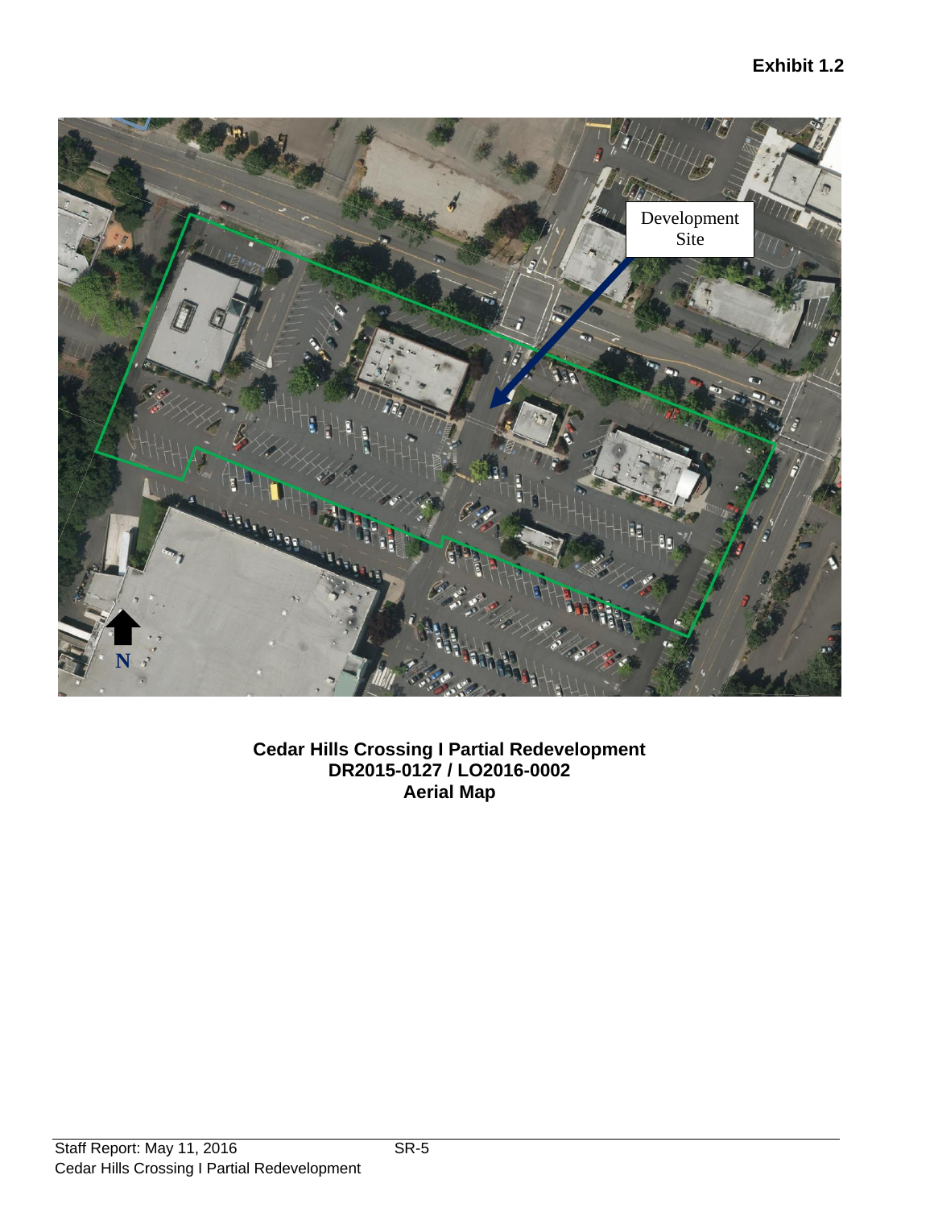**Exhibit 1.2**

Development Site

N

**Cedar Hills Crossing I Partial Redevelopment**
**DR2015-0127 / LO2016-0002**
**Aerial Map**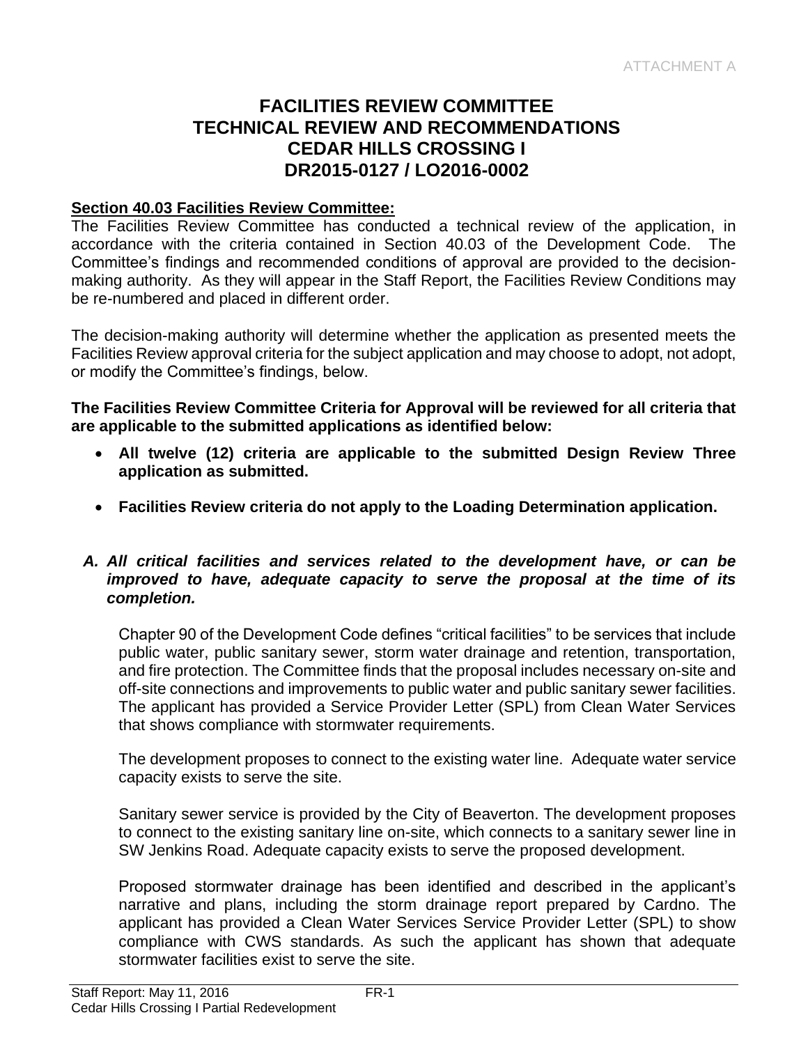ATTACHMENT A

# FACILITIES REVIEW COMMITTEE TECHNICAL REVIEW AND RECOMMENDATIONS CEDAR HILLS CROSSING I DR2015-0127 / LO2016-0002

**Section 40.03 Facilities Review Committee:**

The Facilities Review Committee has conducted a technical review of the application, in accordance with the criteria contained in Section 40.03 of the Development Code. The Committee's findings and recommended conditions of approval are provided to the decision-making authority. As they will appear in the Staff Report, the Facilities Review Conditions may be re-numbered and placed in different order.

The decision-making authority will determine whether the application as presented meets the Facilities Review approval criteria for the subject application and may choose to adopt, not adopt, or modify the Committee's findings, below.

**The Facilities Review Committee Criteria for Approval will be reviewed for all criteria that are applicable to the submitted applications as identified below:**

- **All twelve (12) criteria are applicable to the submitted Design Review Three application as submitted.**
- **Facilities Review criteria do not apply to the Loading Determination application.**

***A. All critical facilities and services related to the development have, or can be improved to have, adequate capacity to serve the proposal at the time of its completion.***

Chapter 90 of the Development Code defines "critical facilities" to be services that include public water, public sanitary sewer, storm water drainage and retention, transportation, and fire protection. The Committee finds that the proposal includes necessary on-site and off-site connections and improvements to public water and public sanitary sewer facilities. The applicant has provided a Service Provider Letter (SPL) from Clean Water Services that shows compliance with stormwater requirements.

The development proposes to connect to the existing water line. Adequate water service capacity exists to serve the site.

Sanitary sewer service is provided by the City of Beaverton. The development proposes to connect to the existing sanitary line on-site, which connects to a sanitary sewer line in SW Jenkins Road. Adequate capacity exists to serve the proposed development.

Proposed stormwater drainage has been identified and described in the applicant's narrative and plans, including the storm drainage report prepared by Cardno. The applicant has provided a Clean Water Services Service Provider Letter (SPL) to show compliance with CWS standards. As such the applicant has shown that adequate stormwater facilities exist to serve the site.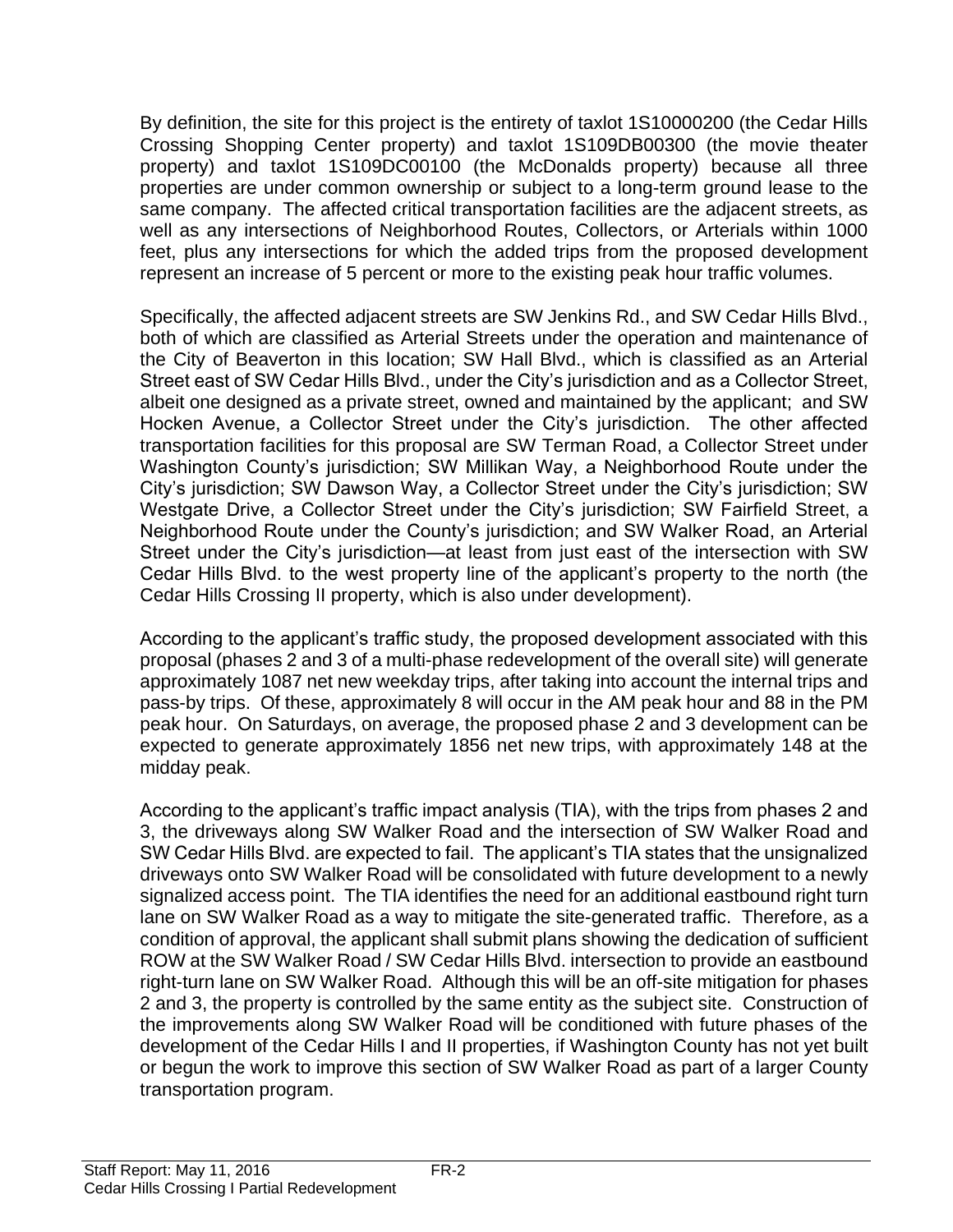By definition, the site for this project is the entirety of taxlot 1S10000200 (the Cedar Hills Crossing Shopping Center property) and taxlot 1S109DB00300 (the movie theater property) and taxlot 1S109DC00100 (the McDonalds property) because all three properties are under common ownership or subject to a long-term ground lease to the same company. The affected critical transportation facilities are the adjacent streets, as well as any intersections of Neighborhood Routes, Collectors, or Arterials within 1000 feet, plus any intersections for which the added trips from the proposed development represent an increase of 5 percent or more to the existing peak hour traffic volumes.

Specifically, the affected adjacent streets are SW Jenkins Rd., and SW Cedar Hills Blvd., both of which are classified as Arterial Streets under the operation and maintenance of the City of Beaverton in this location; SW Hall Blvd., which is classified as an Arterial Street east of SW Cedar Hills Blvd., under the City's jurisdiction and as a Collector Street, albeit one designed as a private street, owned and maintained by the applicant; and SW Hocken Avenue, a Collector Street under the City's jurisdiction. The other affected transportation facilities for this proposal are SW Terman Road, a Collector Street under Washington County's jurisdiction; SW Millikan Way, a Neighborhood Route under the City's jurisdiction; SW Dawson Way, a Collector Street under the City's jurisdiction; SW Westgate Drive, a Collector Street under the City's jurisdiction; SW Fairfield Street, a Neighborhood Route under the County's jurisdiction; and SW Walker Road, an Arterial Street under the City's jurisdiction—at least from just east of the intersection with SW Cedar Hills Blvd. to the west property line of the applicant's property to the north (the Cedar Hills Crossing II property, which is also under development).

According to the applicant's traffic study, the proposed development associated with this proposal (phases 2 and 3 of a multi-phase redevelopment of the overall site) will generate approximately 1087 net new weekday trips, after taking into account the internal trips and pass-by trips. Of these, approximately 8 will occur in the AM peak hour and 88 in the PM peak hour. On Saturdays, on average, the proposed phase 2 and 3 development can be expected to generate approximately 1856 net new trips, with approximately 148 at the midday peak.

According to the applicant's traffic impact analysis (TIA), with the trips from phases 2 and 3, the driveways along SW Walker Road and the intersection of SW Walker Road and SW Cedar Hills Blvd. are expected to fail. The applicant's TIA states that the unsignalized driveways onto SW Walker Road will be consolidated with future development to a newly signalized access point. The TIA identifies the need for an additional eastbound right turn lane on SW Walker Road as a way to mitigate the site-generated traffic. Therefore, as a condition of approval, the applicant shall submit plans showing the dedication of sufficient ROW at the SW Walker Road / SW Cedar Hills Blvd. intersection to provide an eastbound right-turn lane on SW Walker Road. Although this will be an off-site mitigation for phases 2 and 3, the property is controlled by the same entity as the subject site. Construction of the improvements along SW Walker Road will be conditioned with future phases of the development of the Cedar Hills I and II properties, if Washington County has not yet built or begun the work to improve this section of SW Walker Road as part of a larger County transportation program.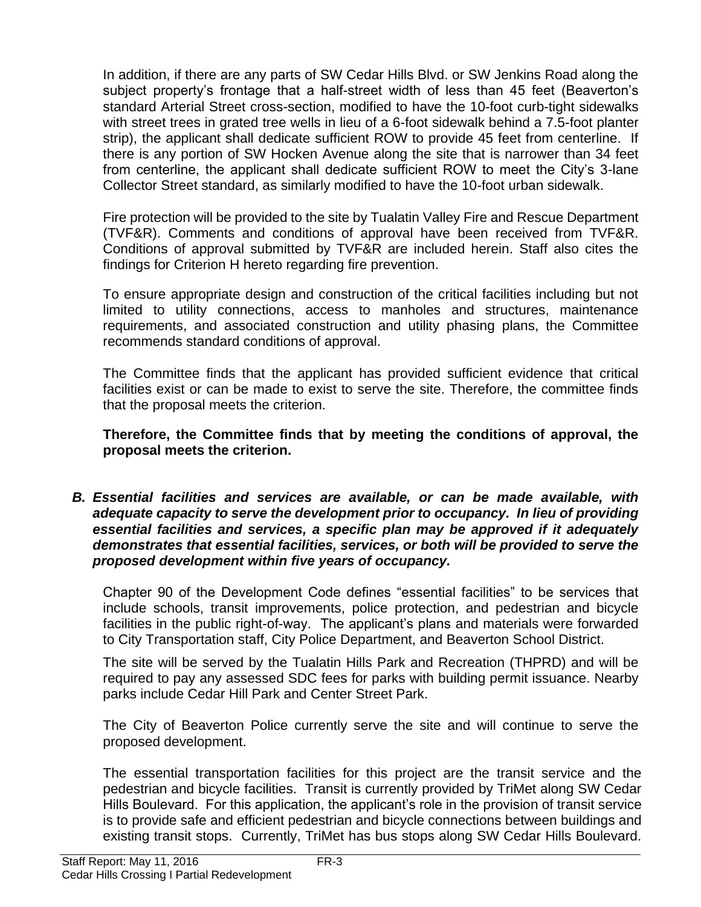In addition, if there are any parts of SW Cedar Hills Blvd. or SW Jenkins Road along the subject property's frontage that a half-street width of less than 45 feet (Beaverton's standard Arterial Street cross-section, modified to have the 10-foot curb-tight sidewalks with street trees in grated tree wells in lieu of a 6-foot sidewalk behind a 7.5-foot planter strip), the applicant shall dedicate sufficient ROW to provide 45 feet from centerline. If there is any portion of SW Hocken Avenue along the site that is narrower than 34 feet from centerline, the applicant shall dedicate sufficient ROW to meet the City's 3-lane Collector Street standard, as similarly modified to have the 10-foot urban sidewalk.

Fire protection will be provided to the site by Tualatin Valley Fire and Rescue Department (TVF&R). Comments and conditions of approval have been received from TVF&R. Conditions of approval submitted by TVF&R are included herein. Staff also cites the findings for Criterion H hereto regarding fire prevention.

To ensure appropriate design and construction of the critical facilities including but not limited to utility connections, access to manholes and structures, maintenance requirements, and associated construction and utility phasing plans, the Committee recommends standard conditions of approval.

The Committee finds that the applicant has provided sufficient evidence that critical facilities exist or can be made to exist to serve the site. Therefore, the committee finds that the proposal meets the criterion.

**Therefore, the Committee finds that by meeting the conditions of approval, the proposal meets the criterion.**

***B. Essential facilities and services are available, or can be made available, with adequate capacity to serve the development prior to occupancy. In lieu of providing essential facilities and services, a specific plan may be approved if it adequately demonstrates that essential facilities, services, or both will be provided to serve the proposed development within five years of occupancy.***

Chapter 90 of the Development Code defines "essential facilities" to be services that include schools, transit improvements, police protection, and pedestrian and bicycle facilities in the public right-of-way. The applicant's plans and materials were forwarded to City Transportation staff, City Police Department, and Beaverton School District.

The site will be served by the Tualatin Hills Park and Recreation (THPRD) and will be required to pay any assessed SDC fees for parks with building permit issuance. Nearby parks include Cedar Hill Park and Center Street Park.

The City of Beaverton Police currently serve the site and will continue to serve the proposed development.

The essential transportation facilities for this project are the transit service and the pedestrian and bicycle facilities. Transit is currently provided by TriMet along SW Cedar Hills Boulevard. For this application, the applicant's role in the provision of transit service is to provide safe and efficient pedestrian and bicycle connections between buildings and existing transit stops. Currently, TriMet has bus stops along SW Cedar Hills Boulevard.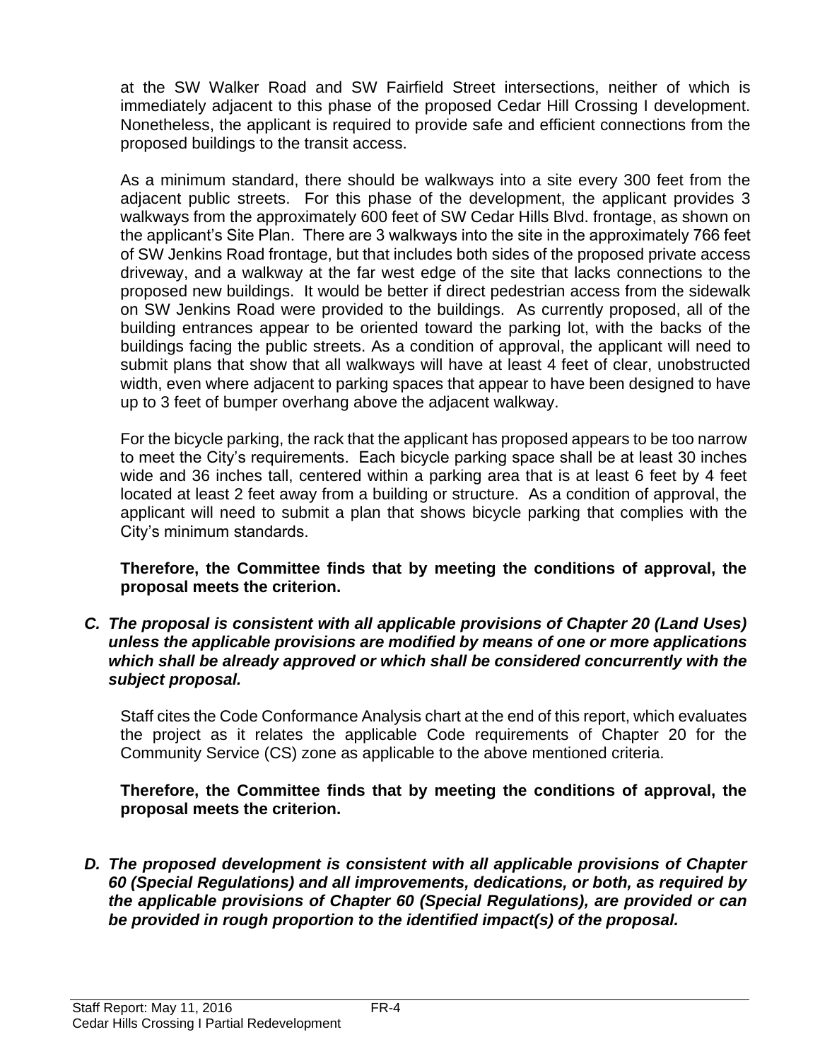at the SW Walker Road and SW Fairfield Street intersections, neither of which is immediately adjacent to this phase of the proposed Cedar Hill Crossing I development. Nonetheless, the applicant is required to provide safe and efficient connections from the proposed buildings to the transit access.

As a minimum standard, there should be walkways into a site every 300 feet from the adjacent public streets. For this phase of the development, the applicant provides 3 walkways from the approximately 600 feet of SW Cedar Hills Blvd. frontage, as shown on the applicant's Site Plan. There are 3 walkways into the site in the approximately 766 feet of SW Jenkins Road frontage, but that includes both sides of the proposed private access driveway, and a walkway at the far west edge of the site that lacks connections to the proposed new buildings. It would be better if direct pedestrian access from the sidewalk on SW Jenkins Road were provided to the buildings. As currently proposed, all of the building entrances appear to be oriented toward the parking lot, with the backs of the buildings facing the public streets. As a condition of approval, the applicant will need to submit plans that show that all walkways will have at least 4 feet of clear, unobstructed width, even where adjacent to parking spaces that appear to have been designed to have up to 3 feet of bumper overhang above the adjacent walkway.

For the bicycle parking, the rack that the applicant has proposed appears to be too narrow to meet the City's requirements. Each bicycle parking space shall be at least 30 inches wide and 36 inches tall, centered within a parking area that is at least 6 feet by 4 feet located at least 2 feet away from a building or structure. As a condition of approval, the applicant will need to submit a plan that shows bicycle parking that complies with the City's minimum standards.

**Therefore, the Committee finds that by meeting the conditions of approval, the proposal meets the criterion.**

***C. The proposal is consistent with all applicable provisions of Chapter 20 (Land Uses) unless the applicable provisions are modified by means of one or more applications which shall be already approved or which shall be considered concurrently with the subject proposal.***

Staff cites the Code Conformance Analysis chart at the end of this report, which evaluates the project as it relates the applicable Code requirements of Chapter 20 for the Community Service (CS) zone as applicable to the above mentioned criteria.

**Therefore, the Committee finds that by meeting the conditions of approval, the proposal meets the criterion.**

***D. The proposed development is consistent with all applicable provisions of Chapter 60 (Special Regulations) and all improvements, dedications, or both, as required by the applicable provisions of Chapter 60 (Special Regulations), are provided or can be provided in rough proportion to the identified impact(s) of the proposal.***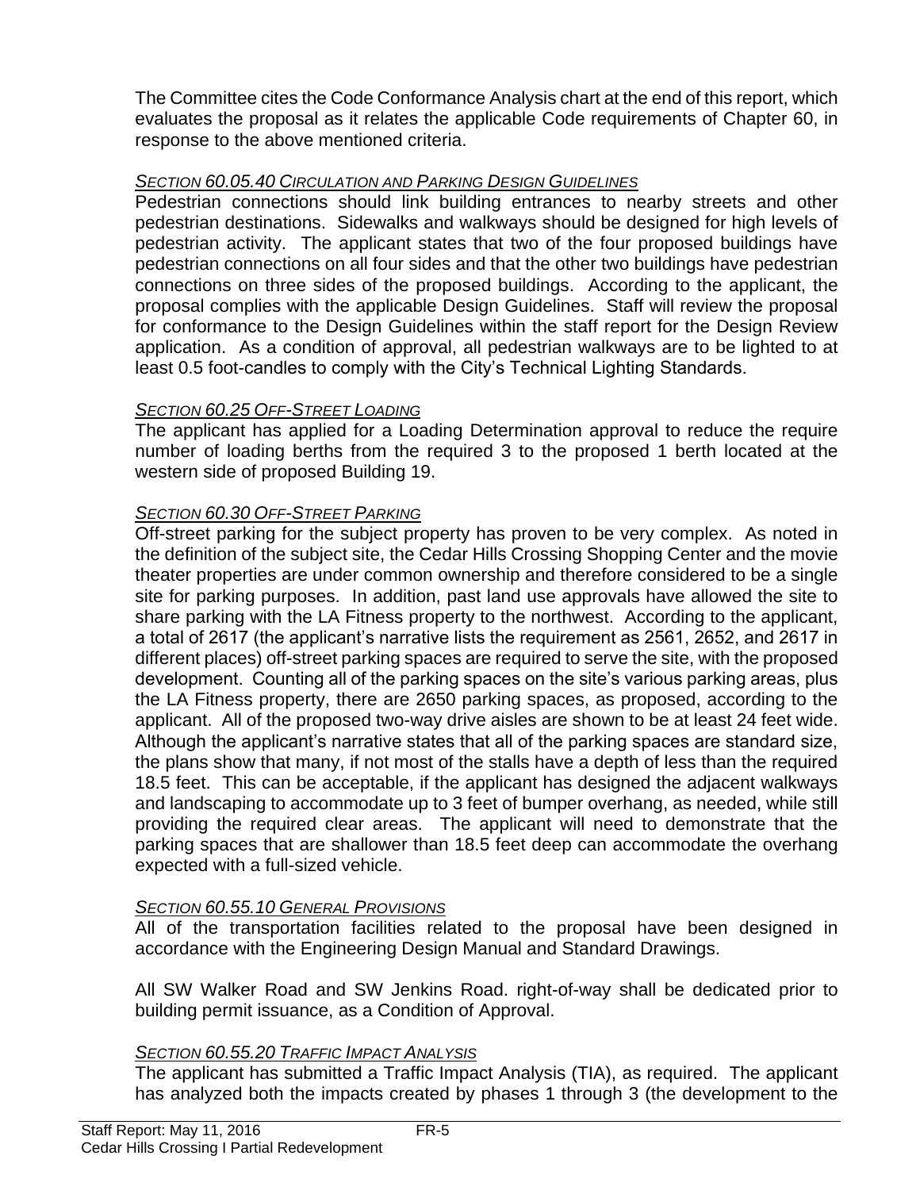The Committee cites the Code Conformance Analysis chart at the end of this report, which evaluates the proposal as it relates the applicable Code requirements of Chapter 60, in response to the above mentioned criteria.

*SECTION 60.05.40 CIRCULATION AND PARKING DESIGN GUIDELINES*

Pedestrian connections should link building entrances to nearby streets and other pedestrian destinations. Sidewalks and walkways should be designed for high levels of pedestrian activity. The applicant states that two of the four proposed buildings have pedestrian connections on all four sides and that the other two buildings have pedestrian connections on three sides of the proposed buildings. According to the applicant, the proposal complies with the applicable Design Guidelines. Staff will review the proposal for conformance to the Design Guidelines within the staff report for the Design Review application. As a condition of approval, all pedestrian walkways are to be lighted to at least 0.5 foot-candles to comply with the City's Technical Lighting Standards.

*SECTION 60.25 OFF-STREET LOADING*

The applicant has applied for a Loading Determination approval to reduce the require number of loading berths from the required 3 to the proposed 1 berth located at the western side of proposed Building 19.

*SECTION 60.30 OFF-STREET PARKING*

Off-street parking for the subject property has proven to be very complex. As noted in the definition of the subject site, the Cedar Hills Crossing Shopping Center and the movie theater properties are under common ownership and therefore considered to be a single site for parking purposes. In addition, past land use approvals have allowed the site to share parking with the LA Fitness property to the northwest. According to the applicant, a total of 2617 (the applicant's narrative lists the requirement as 2561, 2652, and 2617 in different places) off-street parking spaces are required to serve the site, with the proposed development. Counting all of the parking spaces on the site's various parking areas, plus the LA Fitness property, there are 2650 parking spaces, as proposed, according to the applicant. All of the proposed two-way drive aisles are shown to be at least 24 feet wide. Although the applicant's narrative states that all of the parking spaces are standard size, the plans show that many, if not most of the stalls have a depth of less than the required 18.5 feet. This can be acceptable, if the applicant has designed the adjacent walkways and landscaping to accommodate up to 3 feet of bumper overhang, as needed, while still providing the required clear areas. The applicant will need to demonstrate that the parking spaces that are shallower than 18.5 feet deep can accommodate the overhang expected with a full-sized vehicle.

*SECTION 60.55.10 GENERAL PROVISIONS*

All of the transportation facilities related to the proposal have been designed in accordance with the Engineering Design Manual and Standard Drawings.

All SW Walker Road and SW Jenkins Road. right-of-way shall be dedicated prior to building permit issuance, as a Condition of Approval.

*SECTION 60.55.20 TRAFFIC IMPACT ANALYSIS*

The applicant has submitted a Traffic Impact Analysis (TIA), as required. The applicant has analyzed both the impacts created by phases 1 through 3 (the development to the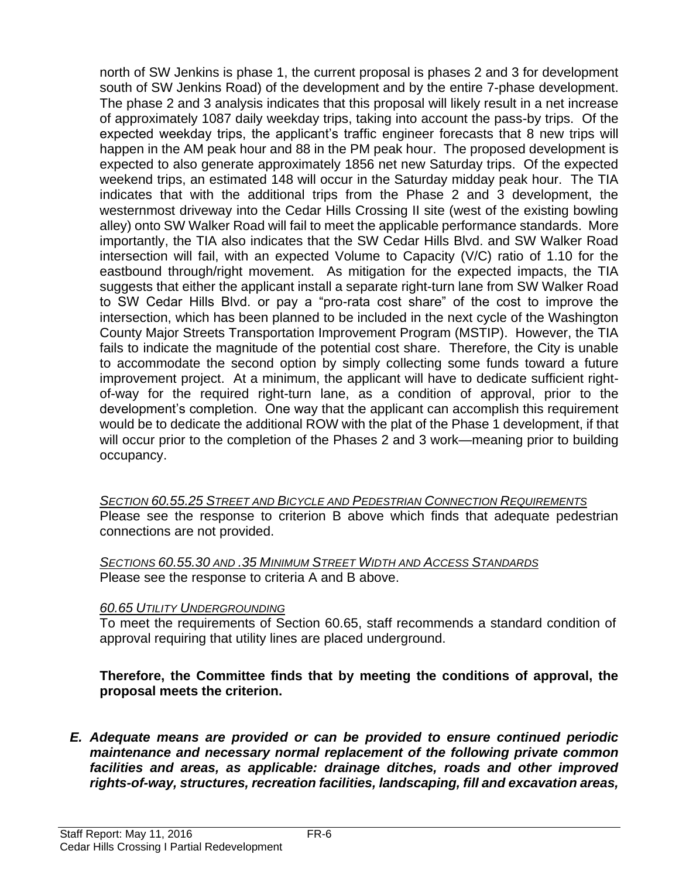north of SW Jenkins is phase 1, the current proposal is phases 2 and 3 for development south of SW Jenkins Road) of the development and by the entire 7-phase development. The phase 2 and 3 analysis indicates that this proposal will likely result in a net increase of approximately 1087 daily weekday trips, taking into account the pass-by trips. Of the expected weekday trips, the applicant's traffic engineer forecasts that 8 new trips will happen in the AM peak hour and 88 in the PM peak hour. The proposed development is expected to also generate approximately 1856 net new Saturday trips. Of the expected weekend trips, an estimated 148 will occur in the Saturday midday peak hour. The TIA indicates that with the additional trips from the Phase 2 and 3 development, the westernmost driveway into the Cedar Hills Crossing II site (west of the existing bowling alley) onto SW Walker Road will fail to meet the applicable performance standards. More importantly, the TIA also indicates that the SW Cedar Hills Blvd. and SW Walker Road intersection will fail, with an expected Volume to Capacity (V/C) ratio of 1.10 for the eastbound through/right movement. As mitigation for the expected impacts, the TIA suggests that either the applicant install a separate right-turn lane from SW Walker Road to SW Cedar Hills Blvd. or pay a "pro-rata cost share" of the cost to improve the intersection, which has been planned to be included in the next cycle of the Washington County Major Streets Transportation Improvement Program (MSTIP). However, the TIA fails to indicate the magnitude of the potential cost share. Therefore, the City is unable to accommodate the second option by simply collecting some funds toward a future improvement project. At a minimum, the applicant will have to dedicate sufficient right-of-way for the required right-turn lane, as a condition of approval, prior to the development's completion. One way that the applicant can accomplish this requirement would be to dedicate the additional ROW with the plat of the Phase 1 development, if that will occur prior to the completion of the Phases 2 and 3 work—meaning prior to building occupancy.

*SECTION 60.55.25 STREET AND BICYCLE AND PEDESTRIAN CONNECTION REQUIREMENTS*
Please see the response to criterion B above which finds that adequate pedestrian connections are not provided.

*SECTIONS 60.55.30 AND .35 MINIMUM STREET WIDTH AND ACCESS STANDARDS*
Please see the response to criteria A and B above.

*60.65 UTILITY UNDERGROUNDING*
To meet the requirements of Section 60.65, staff recommends a standard condition of approval requiring that utility lines are placed underground.

**Therefore, the Committee finds that by meeting the conditions of approval, the proposal meets the criterion.**

***E. Adequate means are provided or can be provided to ensure continued periodic maintenance and necessary normal replacement of the following private common facilities and areas, as applicable: drainage ditches, roads and other improved rights-of-way, structures, recreation facilities, landscaping, fill and excavation areas,***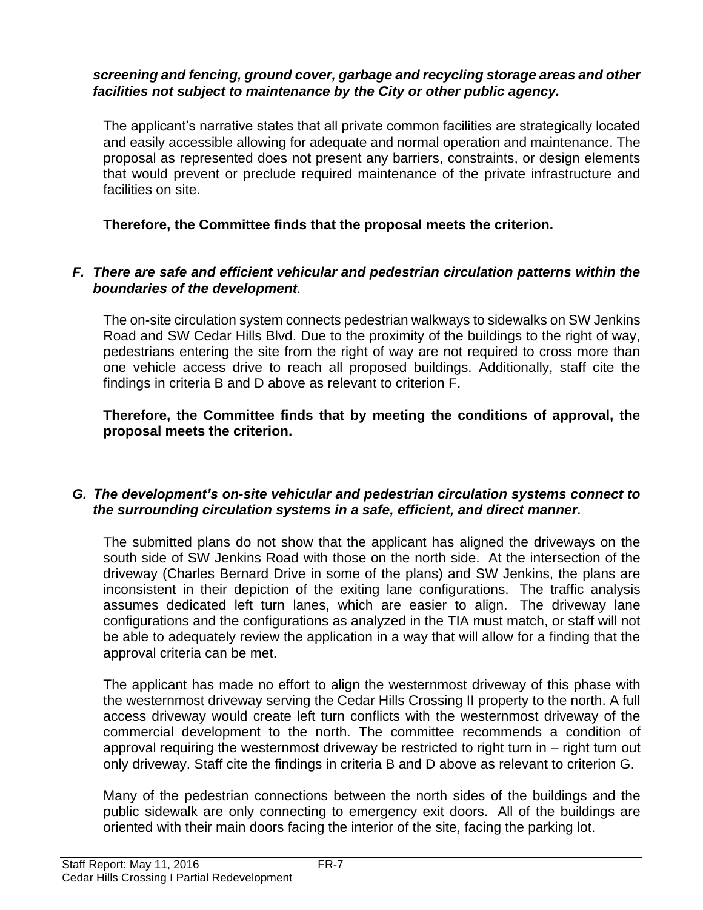***screening and fencing, ground cover, garbage and recycling storage areas and other facilities not subject to maintenance by the City or other public agency.***

The applicant's narrative states that all private common facilities are strategically located and easily accessible allowing for adequate and normal operation and maintenance. The proposal as represented does not present any barriers, constraints, or design elements that would prevent or preclude required maintenance of the private infrastructure and facilities on site.

**Therefore, the Committee finds that the proposal meets the criterion.**

***F. There are safe and efficient vehicular and pedestrian circulation patterns within the boundaries of the development.***

The on-site circulation system connects pedestrian walkways to sidewalks on SW Jenkins Road and SW Cedar Hills Blvd. Due to the proximity of the buildings to the right of way, pedestrians entering the site from the right of way are not required to cross more than one vehicle access drive to reach all proposed buildings. Additionally, staff cite the findings in criteria B and D above as relevant to criterion F.

**Therefore, the Committee finds that by meeting the conditions of approval, the proposal meets the criterion.**

***G. The development's on-site vehicular and pedestrian circulation systems connect to the surrounding circulation systems in a safe, efficient, and direct manner.***

The submitted plans do not show that the applicant has aligned the driveways on the south side of SW Jenkins Road with those on the north side. At the intersection of the driveway (Charles Bernard Drive in some of the plans) and SW Jenkins, the plans are inconsistent in their depiction of the exiting lane configurations. The traffic analysis assumes dedicated left turn lanes, which are easier to align. The driveway lane configurations and the configurations as analyzed in the TIA must match, or staff will not be able to adequately review the application in a way that will allow for a finding that the approval criteria can be met.

The applicant has made no effort to align the westernmost driveway of this phase with the westernmost driveway serving the Cedar Hills Crossing II property to the north. A full access driveway would create left turn conflicts with the westernmost driveway of the commercial development to the north. The committee recommends a condition of approval requiring the westernmost driveway be restricted to right turn in – right turn out only driveway. Staff cite the findings in criteria B and D above as relevant to criterion G.

Many of the pedestrian connections between the north sides of the buildings and the public sidewalk are only connecting to emergency exit doors. All of the buildings are oriented with their main doors facing the interior of the site, facing the parking lot.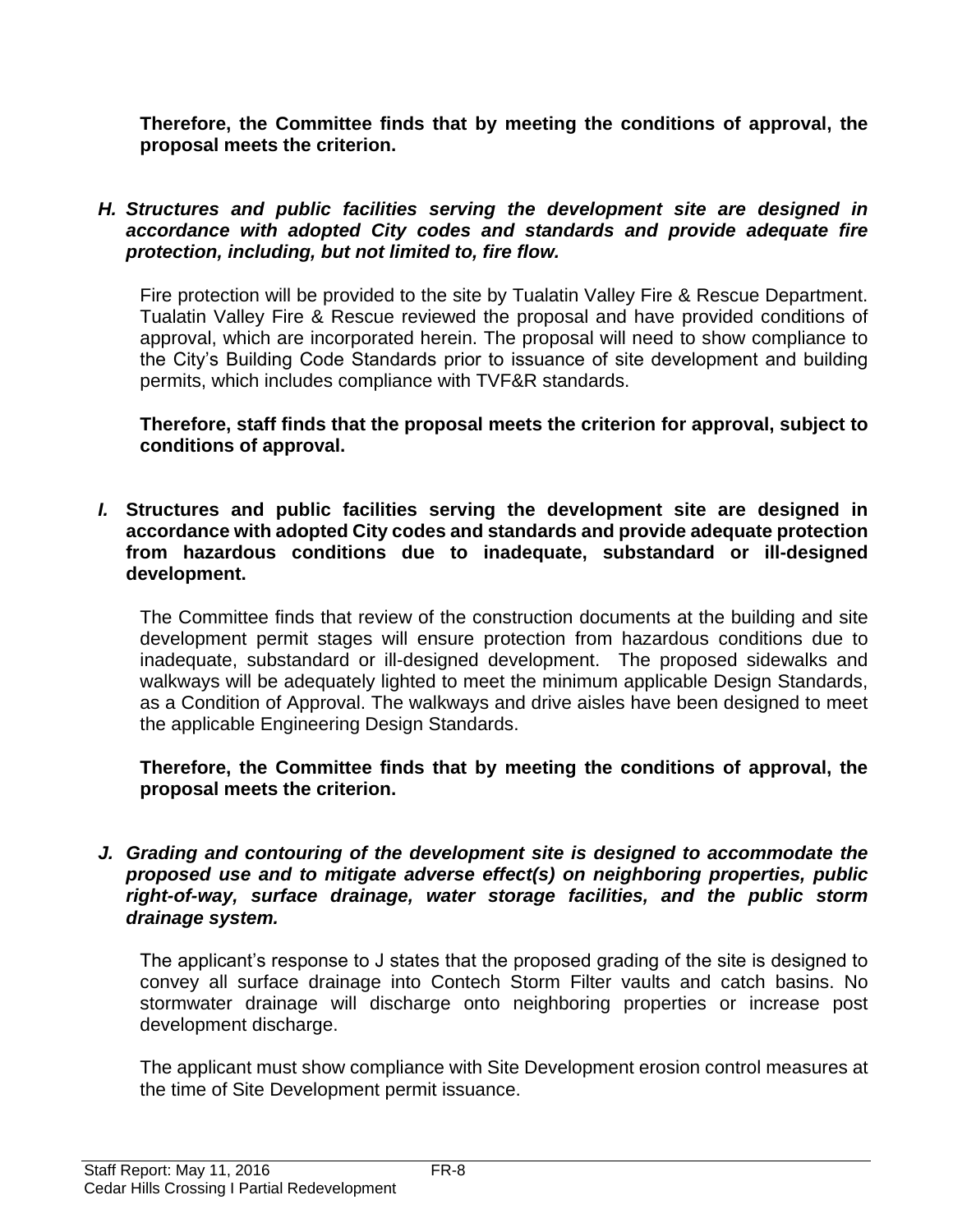**Therefore, the Committee finds that by meeting the conditions of approval, the proposal meets the criterion.**

***H. Structures and public facilities serving the development site are designed in accordance with adopted City codes and standards and provide adequate fire protection, including, but not limited to, fire flow.***

Fire protection will be provided to the site by Tualatin Valley Fire & Rescue Department. Tualatin Valley Fire & Rescue reviewed the proposal and have provided conditions of approval, which are incorporated herein. The proposal will need to show compliance to the City's Building Code Standards prior to issuance of site development and building permits, which includes compliance with TVF&R standards.

**Therefore, staff finds that the proposal meets the criterion for approval, subject to conditions of approval.**

***I.*** **Structures and public facilities serving the development site are designed in accordance with adopted City codes and standards and provide adequate protection from hazardous conditions due to inadequate, substandard or ill-designed development.**

The Committee finds that review of the construction documents at the building and site development permit stages will ensure protection from hazardous conditions due to inadequate, substandard or ill-designed development. The proposed sidewalks and walkways will be adequately lighted to meet the minimum applicable Design Standards, as a Condition of Approval. The walkways and drive aisles have been designed to meet the applicable Engineering Design Standards.

**Therefore, the Committee finds that by meeting the conditions of approval, the proposal meets the criterion.**

***J. Grading and contouring of the development site is designed to accommodate the proposed use and to mitigate adverse effect(s) on neighboring properties, public right-of-way, surface drainage, water storage facilities, and the public storm drainage system.***

The applicant's response to J states that the proposed grading of the site is designed to convey all surface drainage into Contech Storm Filter vaults and catch basins. No stormwater drainage will discharge onto neighboring properties or increase post development discharge.

The applicant must show compliance with Site Development erosion control measures at the time of Site Development permit issuance.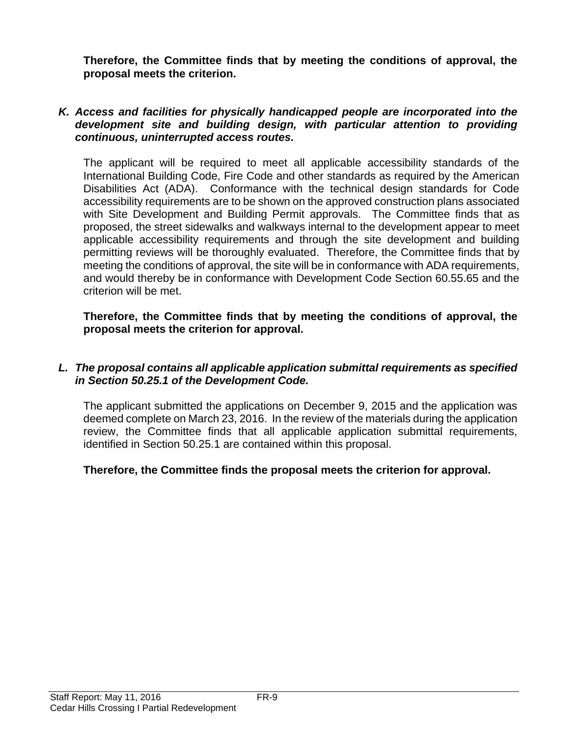**Therefore, the Committee finds that by meeting the conditions of approval, the proposal meets the criterion.**

***K. Access and facilities for physically handicapped people are incorporated into the development site and building design, with particular attention to providing continuous, uninterrupted access routes.***

The applicant will be required to meet all applicable accessibility standards of the International Building Code, Fire Code and other standards as required by the American Disabilities Act (ADA). Conformance with the technical design standards for Code accessibility requirements are to be shown on the approved construction plans associated with Site Development and Building Permit approvals. The Committee finds that as proposed, the street sidewalks and walkways internal to the development appear to meet applicable accessibility requirements and through the site development and building permitting reviews will be thoroughly evaluated. Therefore, the Committee finds that by meeting the conditions of approval, the site will be in conformance with ADA requirements, and would thereby be in conformance with Development Code Section 60.55.65 and the criterion will be met.

**Therefore, the Committee finds that by meeting the conditions of approval, the proposal meets the criterion for approval.**

***L. The proposal contains all applicable application submittal requirements as specified in Section 50.25.1 of the Development Code.***

The applicant submitted the applications on December 9, 2015 and the application was deemed complete on March 23, 2016. In the review of the materials during the application review, the Committee finds that all applicable application submittal requirements, identified in Section 50.25.1 are contained within this proposal.

**Therefore, the Committee finds the proposal meets the criterion for approval.**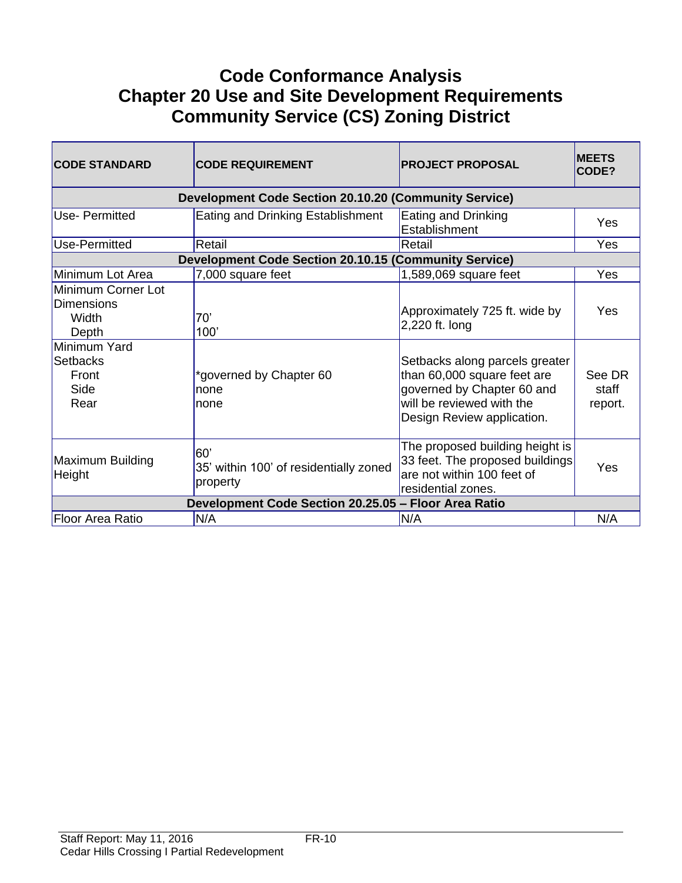# Code Conformance Analysis
# Chapter 20 Use and Site Development Requirements
# Community Service (CS) Zoning District

| CODE STANDARD | CODE REQUIREMENT | PROJECT PROPOSAL | MEETS CODE? |
|---|---|---|---|
| **Development Code Section 20.10.20 (Community Service)** | | | |
| Use- Permitted | Eating and Drinking Establishment | Eating and Drinking Establishment | Yes |
| Use-Permitted | Retail | Retail | Yes |
| **Development Code Section 20.10.15 (Community Service)** | | | |
| Minimum Lot Area | 7,000 square feet | 1,589,069 square feet | Yes |
| Minimum Corner Lot Dimensions<br>Width<br>Depth | <br><br>70'<br>100' | Approximately 725 ft. wide by 2,220 ft. long | Yes |
| Minimum Yard Setbacks<br>Front<br>Side<br>Rear | <br><br>*governed by Chapter 60<br>none<br>none | Setbacks along parcels greater than 60,000 square feet are governed by Chapter 60 and will be reviewed with the Design Review application. | See DR staff report. |
| Maximum Building Height | 60'<br>35' within 100' of residentially zoned property | The proposed building height is 33 feet. The proposed buildings are not within 100 feet of residential zones. | Yes |
| **Development Code Section 20.25.05 – Floor Area Ratio** | | | |
| Floor Area Ratio | N/A | N/A | N/A |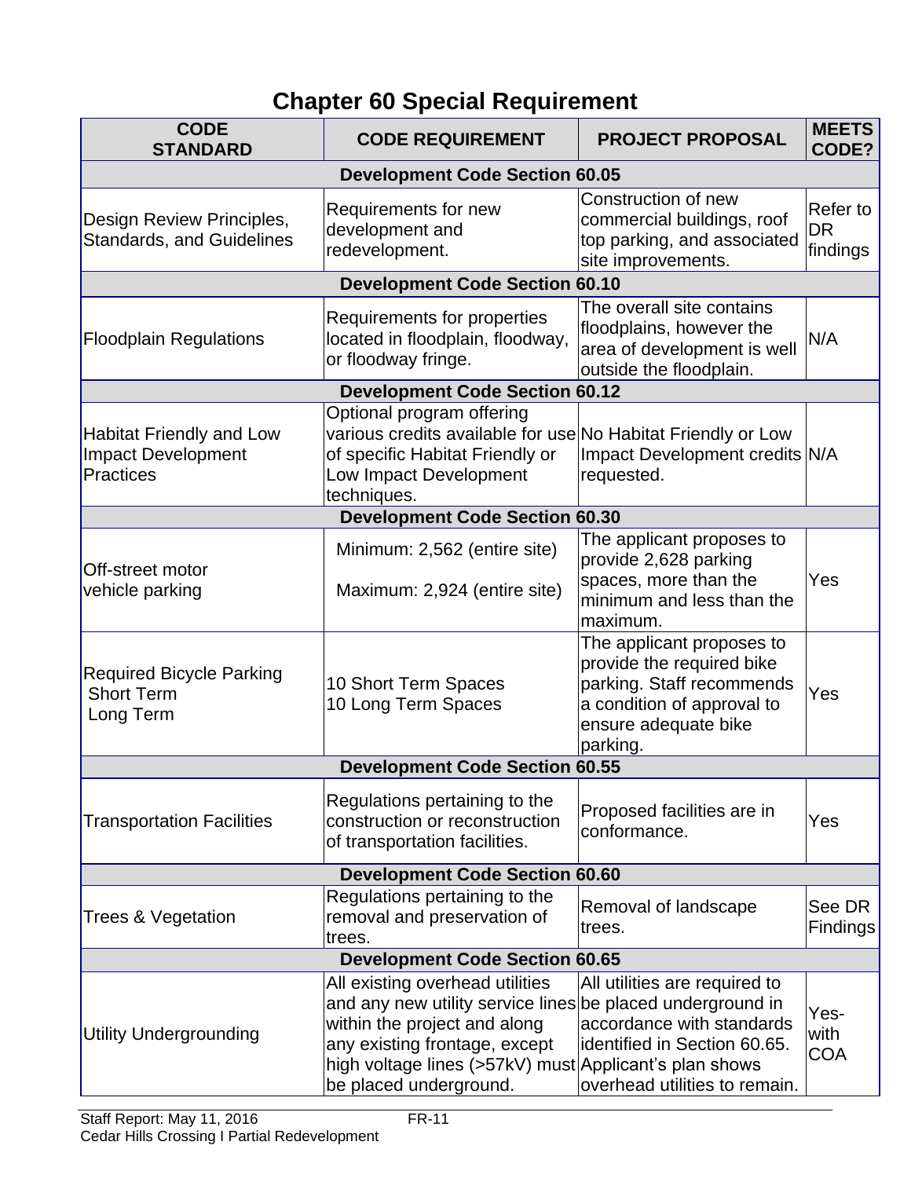# Chapter 60 Special Requirement

| CODE STANDARD | CODE REQUIREMENT | PROJECT PROPOSAL | MEETS CODE? |
|---|---|---|---|
| **Development Code Section 60.05** | | | |
| Design Review Principles, Standards, and Guidelines | Requirements for new development and redevelopment. | Construction of new commercial buildings, roof top parking, and associated site improvements. | Refer to DR findings |
| **Development Code Section 60.10** | | | |
| Floodplain Regulations | Requirements for properties located in floodplain, floodway, or floodway fringe. | The overall site contains floodplains, however the area of development is well outside the floodplain. | N/A |
| **Development Code Section 60.12** | | | |
| Habitat Friendly and Low Impact Development Practices | Optional program offering various credits available for use of specific Habitat Friendly or Low Impact Development techniques. | No Habitat Friendly or Low Impact Development credits requested. | N/A |
| **Development Code Section 60.30** | | | |
| Off-street motor vehicle parking | Minimum: 2,562 (entire site)<br>Maximum: 2,924 (entire site) | The applicant proposes to provide 2,628 parking spaces, more than the minimum and less than the maximum. | Yes |
| Required Bicycle Parking<br>Short Term<br>Long Term | 10 Short Term Spaces<br>10 Long Term Spaces | The applicant proposes to provide the required bike parking. Staff recommends a condition of approval to ensure adequate bike parking. | Yes |
| **Development Code Section 60.55** | | | |
| Transportation Facilities | Regulations pertaining to the construction or reconstruction of transportation facilities. | Proposed facilities are in conformance. | Yes |
| **Development Code Section 60.60** | | | |
| Trees & Vegetation | Regulations pertaining to the removal and preservation of trees. | Removal of landscape trees. | See DR Findings |
| **Development Code Section 60.65** | | | |
| Utility Undergrounding | All existing overhead utilities and any new utility service lines within the project and along any existing frontage, except high voltage lines (>57kV) must be placed underground. | All utilities are required to be placed underground in accordance with standards identified in Section 60.65. Applicant's plan shows overhead utilities to remain. | Yes-with COA |

Staff Report: May 11, 2016 FR-11
Cedar Hills Crossing I Partial Redevelopment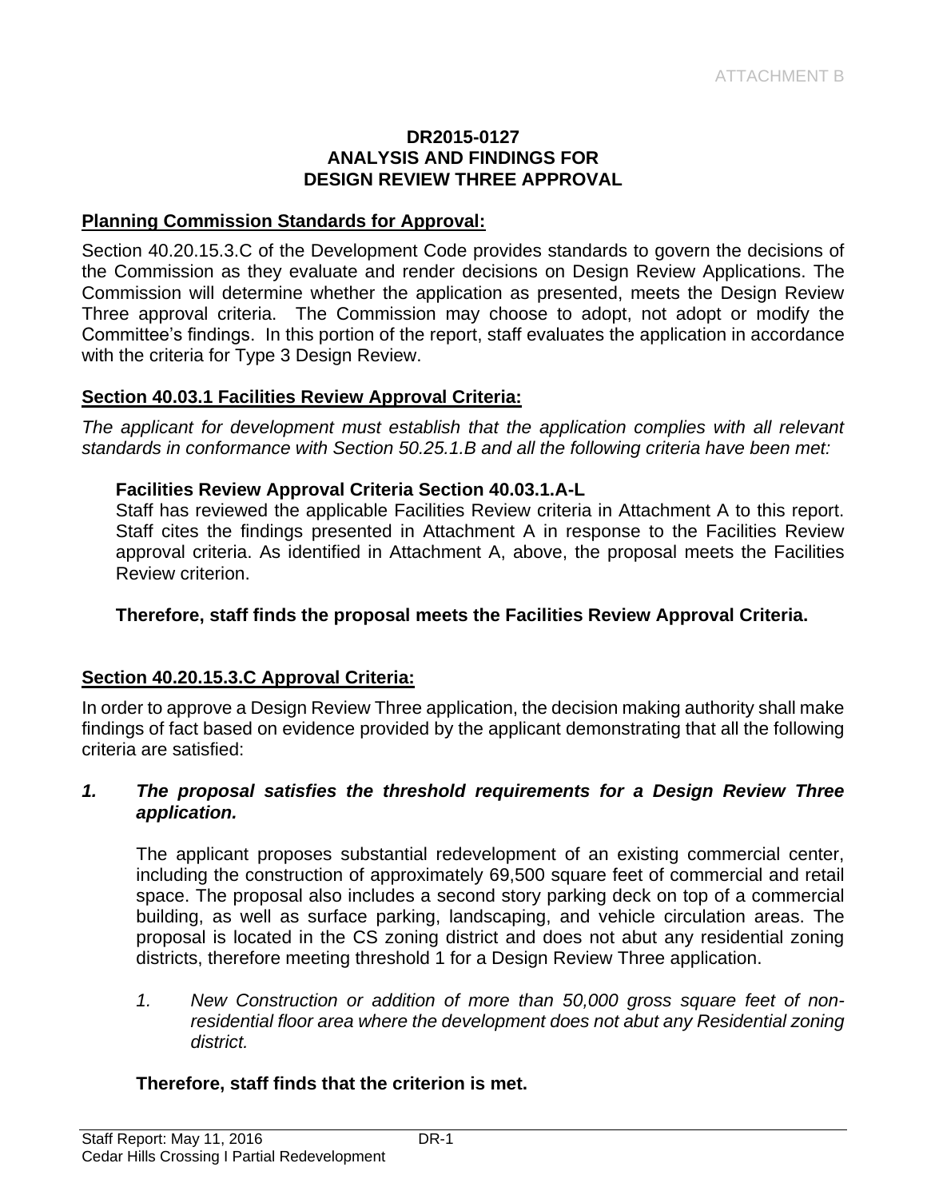ATTACHMENT B

**DR2015-0127**
**ANALYSIS AND FINDINGS FOR**
**DESIGN REVIEW THREE APPROVAL**

## Planning Commission Standards for Approval:

Section 40.20.15.3.C of the Development Code provides standards to govern the decisions of the Commission as they evaluate and render decisions on Design Review Applications. The Commission will determine whether the application as presented, meets the Design Review Three approval criteria. The Commission may choose to adopt, not adopt or modify the Committee's findings. In this portion of the report, staff evaluates the application in accordance with the criteria for Type 3 Design Review.

## Section 40.03.1 Facilities Review Approval Criteria:

*The applicant for development must establish that the application complies with all relevant standards in conformance with Section 50.25.1.B and all the following criteria have been met:*

**Facilities Review Approval Criteria Section 40.03.1.A-L**

Staff has reviewed the applicable Facilities Review criteria in Attachment A to this report. Staff cites the findings presented in Attachment A in response to the Facilities Review approval criteria. As identified in Attachment A, above, the proposal meets the Facilities Review criterion.

**Therefore, staff finds the proposal meets the Facilities Review Approval Criteria.**

## Section 40.20.15.3.C Approval Criteria:

In order to approve a Design Review Three application, the decision making authority shall make findings of fact based on evidence provided by the applicant demonstrating that all the following criteria are satisfied:

***1. The proposal satisfies the threshold requirements for a Design Review Three application.***

The applicant proposes substantial redevelopment of an existing commercial center, including the construction of approximately 69,500 square feet of commercial and retail space. The proposal also includes a second story parking deck on top of a commercial building, as well as surface parking, landscaping, and vehicle circulation areas. The proposal is located in the CS zoning district and does not abut any residential zoning districts, therefore meeting threshold 1 for a Design Review Three application.

*1. New Construction or addition of more than 50,000 gross square feet of non-residential floor area where the development does not abut any Residential zoning district.*

**Therefore, staff finds that the criterion is met.**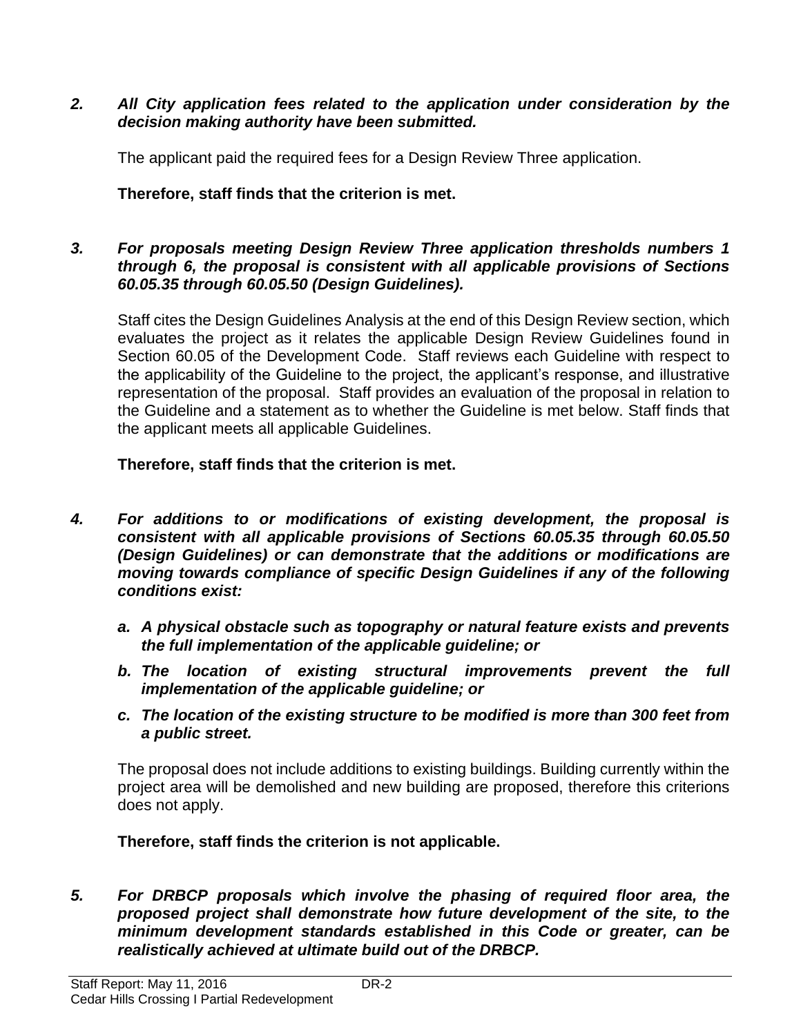*2. **All City application fees related to the application under consideration by the decision making authority have been submitted.***

The applicant paid the required fees for a Design Review Three application.

**Therefore, staff finds that the criterion is met.**

*3. **For proposals meeting Design Review Three application thresholds numbers 1 through 6, the proposal is consistent with all applicable provisions of Sections 60.05.35 through 60.05.50 (Design Guidelines).***

Staff cites the Design Guidelines Analysis at the end of this Design Review section, which evaluates the project as it relates the applicable Design Review Guidelines found in Section 60.05 of the Development Code. Staff reviews each Guideline with respect to the applicability of the Guideline to the project, the applicant's response, and illustrative representation of the proposal. Staff provides an evaluation of the proposal in relation to the Guideline and a statement as to whether the Guideline is met below. Staff finds that the applicant meets all applicable Guidelines.

**Therefore, staff finds that the criterion is met.**

*4. **For additions to or modifications of existing development, the proposal is consistent with all applicable provisions of Sections 60.05.35 through 60.05.50 (Design Guidelines) or can demonstrate that the additions or modifications are moving towards compliance of specific Design Guidelines if any of the following conditions exist:***

*a. **A physical obstacle such as topography or natural feature exists and prevents the full implementation of the applicable guideline; or***

*b. **The location of existing structural improvements prevent the full implementation of the applicable guideline; or***

*c. **The location of the existing structure to be modified is more than 300 feet from a public street.***

The proposal does not include additions to existing buildings. Building currently within the project area will be demolished and new building are proposed, therefore this criterions does not apply.

**Therefore, staff finds the criterion is not applicable.**

*5. **For DRBCP proposals which involve the phasing of required floor area, the proposed project shall demonstrate how future development of the site, to the minimum development standards established in this Code or greater, can be realistically achieved at ultimate build out of the DRBCP.***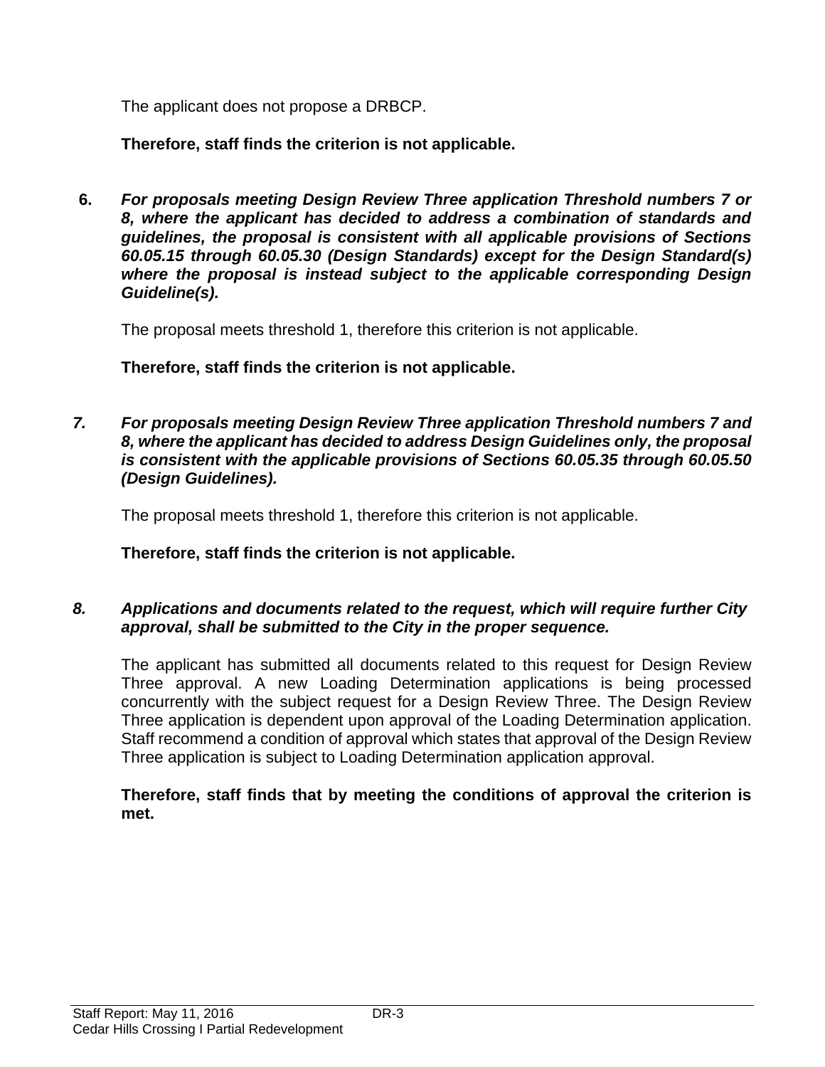The applicant does not propose a DRBCP.

**Therefore, staff finds the criterion is not applicable.**

**6.** ***For proposals meeting Design Review Three application Threshold numbers 7 or 8, where the applicant has decided to address a combination of standards and guidelines, the proposal is consistent with all applicable provisions of Sections 60.05.15 through 60.05.30 (Design Standards) except for the Design Standard(s) where the proposal is instead subject to the applicable corresponding Design Guideline(s).***

The proposal meets threshold 1, therefore this criterion is not applicable.

**Therefore, staff finds the criterion is not applicable.**

***7.*** ***For proposals meeting Design Review Three application Threshold numbers 7 and 8, where the applicant has decided to address Design Guidelines only, the proposal is consistent with the applicable provisions of Sections 60.05.35 through 60.05.50 (Design Guidelines).***

The proposal meets threshold 1, therefore this criterion is not applicable.

**Therefore, staff finds the criterion is not applicable.**

***8.*** ***Applications and documents related to the request, which will require further City approval, shall be submitted to the City in the proper sequence.***

The applicant has submitted all documents related to this request for Design Review Three approval. A new Loading Determination applications is being processed concurrently with the subject request for a Design Review Three. The Design Review Three application is dependent upon approval of the Loading Determination application. Staff recommend a condition of approval which states that approval of the Design Review Three application is subject to Loading Determination application approval.

**Therefore, staff finds that by meeting the conditions of approval the criterion is met.**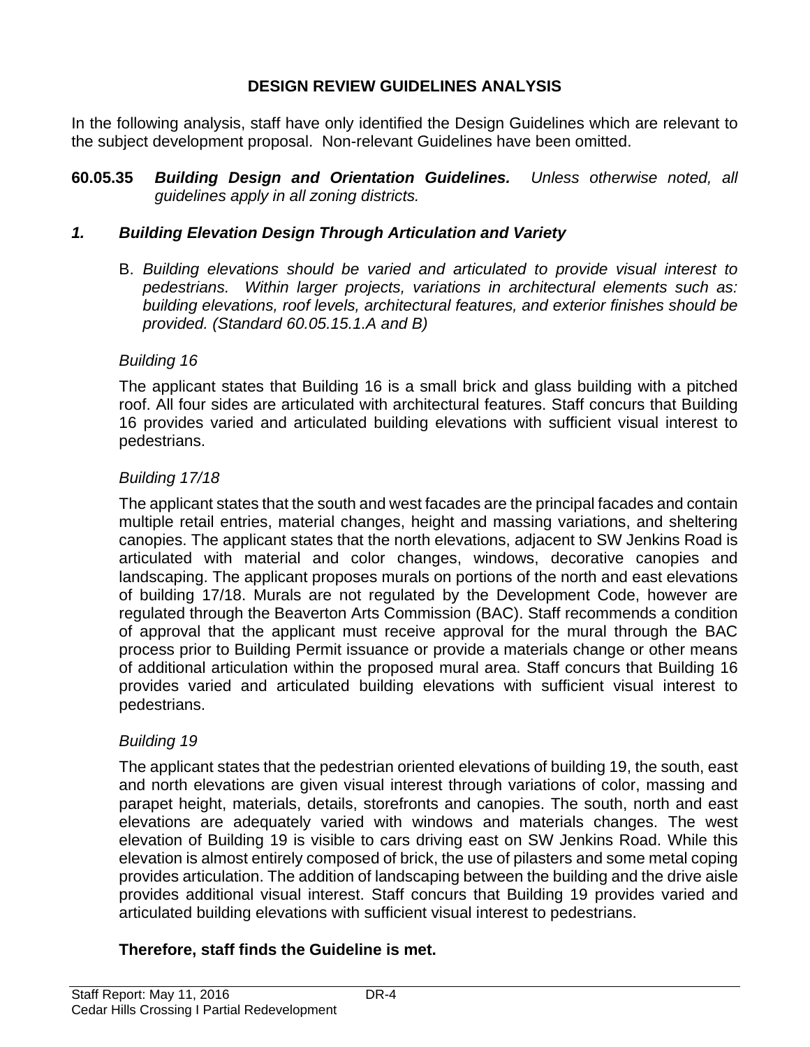## DESIGN REVIEW GUIDELINES ANALYSIS

In the following analysis, staff have only identified the Design Guidelines which are relevant to the subject development proposal. Non-relevant Guidelines have been omitted.

**60.05.35** ***Building Design and Orientation Guidelines.*** *Unless otherwise noted, all guidelines apply in all zoning districts.*

### *1. Building Elevation Design Through Articulation and Variety*

B. *Building elevations should be varied and articulated to provide visual interest to pedestrians. Within larger projects, variations in architectural elements such as: building elevations, roof levels, architectural features, and exterior finishes should be provided. (Standard 60.05.15.1.A and B)*

*Building 16*

The applicant states that Building 16 is a small brick and glass building with a pitched roof. All four sides are articulated with architectural features. Staff concurs that Building 16 provides varied and articulated building elevations with sufficient visual interest to pedestrians.

*Building 17/18*

The applicant states that the south and west facades are the principal facades and contain multiple retail entries, material changes, height and massing variations, and sheltering canopies. The applicant states that the north elevations, adjacent to SW Jenkins Road is articulated with material and color changes, windows, decorative canopies and landscaping. The applicant proposes murals on portions of the north and east elevations of building 17/18. Murals are not regulated by the Development Code, however are regulated through the Beaverton Arts Commission (BAC). Staff recommends a condition of approval that the applicant must receive approval for the mural through the BAC process prior to Building Permit issuance or provide a materials change or other means of additional articulation within the proposed mural area. Staff concurs that Building 16 provides varied and articulated building elevations with sufficient visual interest to pedestrians.

*Building 19*

The applicant states that the pedestrian oriented elevations of building 19, the south, east and north elevations are given visual interest through variations of color, massing and parapet height, materials, details, storefronts and canopies. The south, north and east elevations are adequately varied with windows and materials changes. The west elevation of Building 19 is visible to cars driving east on SW Jenkins Road. While this elevation is almost entirely composed of brick, the use of pilasters and some metal coping provides articulation. The addition of landscaping between the building and the drive aisle provides additional visual interest. Staff concurs that Building 19 provides varied and articulated building elevations with sufficient visual interest to pedestrians.

**Therefore, staff finds the Guideline is met.**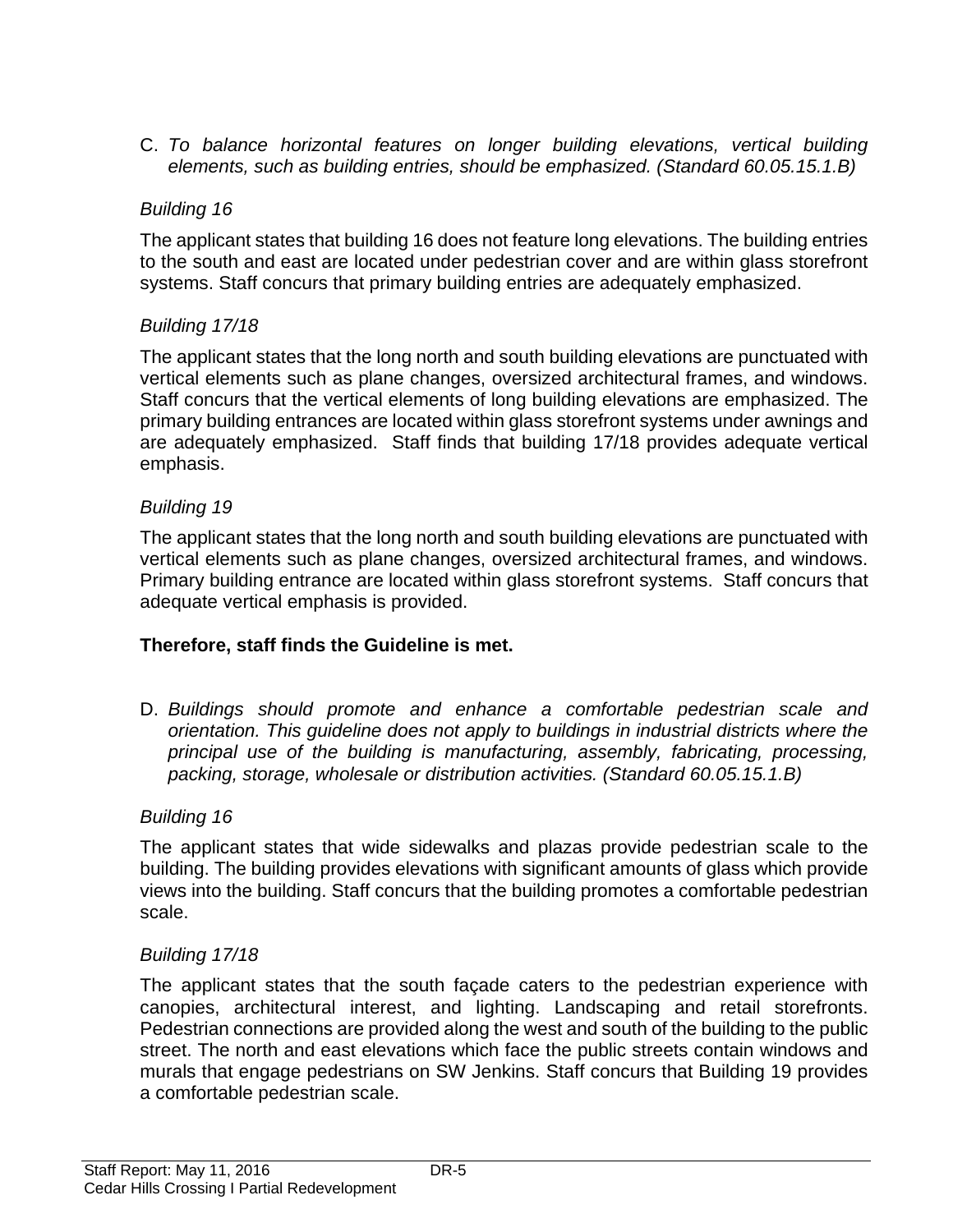C. *To balance horizontal features on longer building elevations, vertical building elements, such as building entries, should be emphasized. (Standard 60.05.15.1.B)*

*Building 16*

The applicant states that building 16 does not feature long elevations. The building entries to the south and east are located under pedestrian cover and are within glass storefront systems. Staff concurs that primary building entries are adequately emphasized.

*Building 17/18*

The applicant states that the long north and south building elevations are punctuated with vertical elements such as plane changes, oversized architectural frames, and windows. Staff concurs that the vertical elements of long building elevations are emphasized. The primary building entrances are located within glass storefront systems under awnings and are adequately emphasized. Staff finds that building 17/18 provides adequate vertical emphasis.

*Building 19*

The applicant states that the long north and south building elevations are punctuated with vertical elements such as plane changes, oversized architectural frames, and windows. Primary building entrance are located within glass storefront systems. Staff concurs that adequate vertical emphasis is provided.

**Therefore, staff finds the Guideline is met.**

D. *Buildings should promote and enhance a comfortable pedestrian scale and orientation. This guideline does not apply to buildings in industrial districts where the principal use of the building is manufacturing, assembly, fabricating, processing, packing, storage, wholesale or distribution activities. (Standard 60.05.15.1.B)*

*Building 16*

The applicant states that wide sidewalks and plazas provide pedestrian scale to the building. The building provides elevations with significant amounts of glass which provide views into the building. Staff concurs that the building promotes a comfortable pedestrian scale.

*Building 17/18*

The applicant states that the south façade caters to the pedestrian experience with canopies, architectural interest, and lighting. Landscaping and retail storefronts. Pedestrian connections are provided along the west and south of the building to the public street. The north and east elevations which face the public streets contain windows and murals that engage pedestrians on SW Jenkins. Staff concurs that Building 19 provides a comfortable pedestrian scale.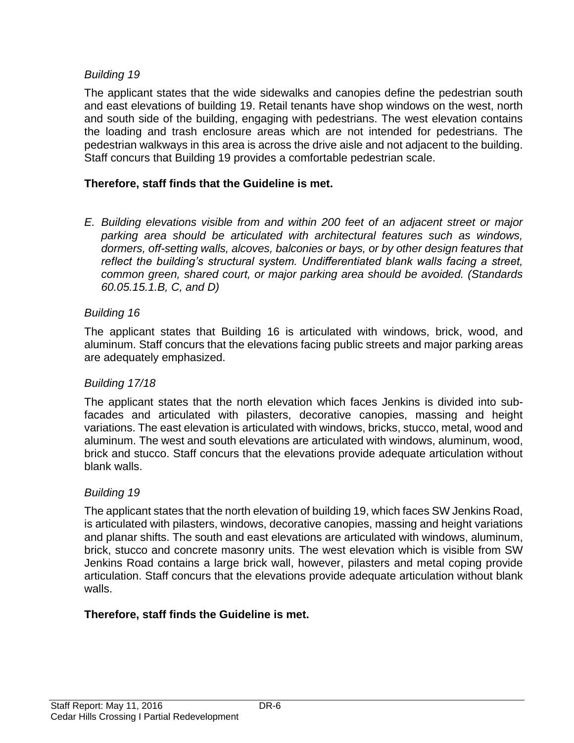*Building 19*

The applicant states that the wide sidewalks and canopies define the pedestrian south and east elevations of building 19. Retail tenants have shop windows on the west, north and south side of the building, engaging with pedestrians. The west elevation contains the loading and trash enclosure areas which are not intended for pedestrians. The pedestrian walkways in this area is across the drive aisle and not adjacent to the building. Staff concurs that Building 19 provides a comfortable pedestrian scale.

**Therefore, staff finds that the Guideline is met.**

*E. Building elevations visible from and within 200 feet of an adjacent street or major parking area should be articulated with architectural features such as windows, dormers, off-setting walls, alcoves, balconies or bays, or by other design features that reflect the building's structural system. Undifferentiated blank walls facing a street, common green, shared court, or major parking area should be avoided. (Standards 60.05.15.1.B, C, and D)*

*Building 16*

The applicant states that Building 16 is articulated with windows, brick, wood, and aluminum. Staff concurs that the elevations facing public streets and major parking areas are adequately emphasized.

*Building 17/18*

The applicant states that the north elevation which faces Jenkins is divided into sub-facades and articulated with pilasters, decorative canopies, massing and height variations. The east elevation is articulated with windows, bricks, stucco, metal, wood and aluminum. The west and south elevations are articulated with windows, aluminum, wood, brick and stucco. Staff concurs that the elevations provide adequate articulation without blank walls.

*Building 19*

The applicant states that the north elevation of building 19, which faces SW Jenkins Road, is articulated with pilasters, windows, decorative canopies, massing and height variations and planar shifts. The south and east elevations are articulated with windows, aluminum, brick, stucco and concrete masonry units. The west elevation which is visible from SW Jenkins Road contains a large brick wall, however, pilasters and metal coping provide articulation. Staff concurs that the elevations provide adequate articulation without blank walls.

**Therefore, staff finds the Guideline is met.**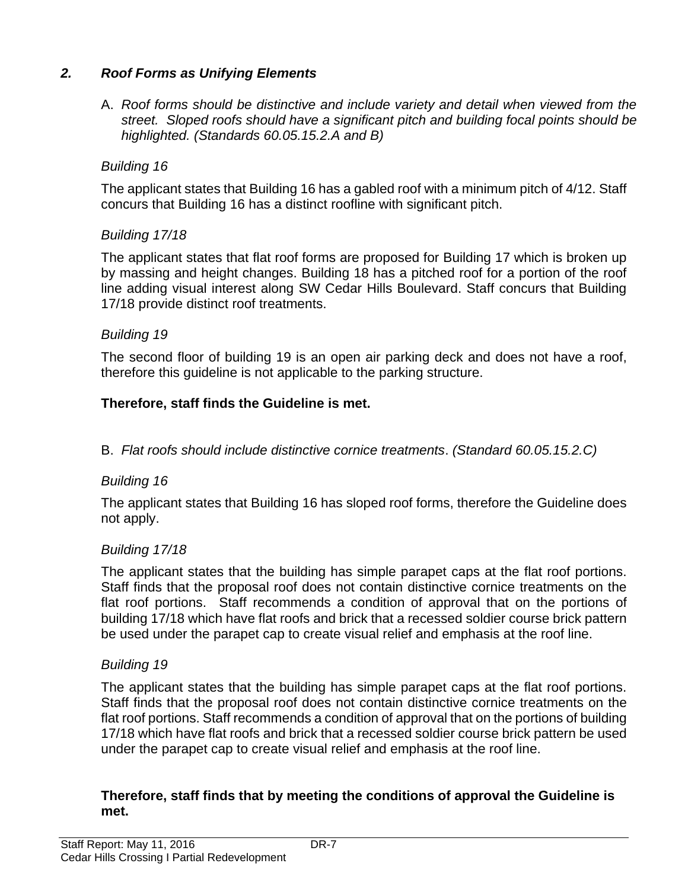## *2. Roof Forms as Unifying Elements*

A. *Roof forms should be distinctive and include variety and detail when viewed from the street. Sloped roofs should have a significant pitch and building focal points should be highlighted. (Standards 60.05.15.2.A and B)*

*Building 16*

The applicant states that Building 16 has a gabled roof with a minimum pitch of 4/12. Staff concurs that Building 16 has a distinct roofline with significant pitch.

*Building 17/18*

The applicant states that flat roof forms are proposed for Building 17 which is broken up by massing and height changes. Building 18 has a pitched roof for a portion of the roof line adding visual interest along SW Cedar Hills Boulevard. Staff concurs that Building 17/18 provide distinct roof treatments.

*Building 19*

The second floor of building 19 is an open air parking deck and does not have a roof, therefore this guideline is not applicable to the parking structure.

**Therefore, staff finds the Guideline is met.**

B. *Flat roofs should include distinctive cornice treatments*. *(Standard 60.05.15.2.C)*

*Building 16*

The applicant states that Building 16 has sloped roof forms, therefore the Guideline does not apply.

*Building 17/18*

The applicant states that the building has simple parapet caps at the flat roof portions. Staff finds that the proposal roof does not contain distinctive cornice treatments on the flat roof portions. Staff recommends a condition of approval that on the portions of building 17/18 which have flat roofs and brick that a recessed soldier course brick pattern be used under the parapet cap to create visual relief and emphasis at the roof line.

*Building 19*

The applicant states that the building has simple parapet caps at the flat roof portions. Staff finds that the proposal roof does not contain distinctive cornice treatments on the flat roof portions. Staff recommends a condition of approval that on the portions of building 17/18 which have flat roofs and brick that a recessed soldier course brick pattern be used under the parapet cap to create visual relief and emphasis at the roof line.

**Therefore, staff finds that by meeting the conditions of approval the Guideline is met.**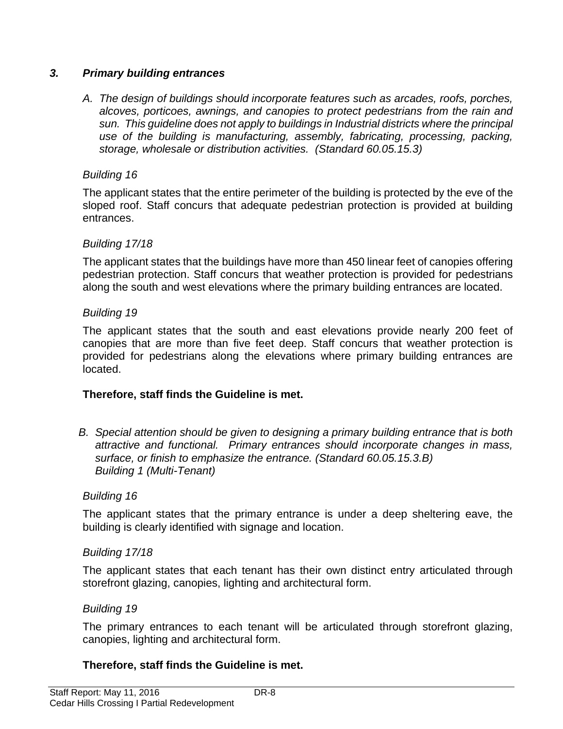### *3. Primary building entrances*

*A. The design of buildings should incorporate features such as arcades, roofs, porches, alcoves, porticoes, awnings, and canopies to protect pedestrians from the rain and sun. This guideline does not apply to buildings in Industrial districts where the principal use of the building is manufacturing, assembly, fabricating, processing, packing, storage, wholesale or distribution activities. (Standard 60.05.15.3)*

*Building 16*

The applicant states that the entire perimeter of the building is protected by the eve of the sloped roof. Staff concurs that adequate pedestrian protection is provided at building entrances.

*Building 17/18*

The applicant states that the buildings have more than 450 linear feet of canopies offering pedestrian protection. Staff concurs that weather protection is provided for pedestrians along the south and west elevations where the primary building entrances are located.

*Building 19*

The applicant states that the south and east elevations provide nearly 200 feet of canopies that are more than five feet deep. Staff concurs that weather protection is provided for pedestrians along the elevations where primary building entrances are located.

**Therefore, staff finds the Guideline is met.**

*B. Special attention should be given to designing a primary building entrance that is both attractive and functional. Primary entrances should incorporate changes in mass, surface, or finish to emphasize the entrance. (Standard 60.05.15.3.B)*
*Building 1 (Multi-Tenant)*

*Building 16*

The applicant states that the primary entrance is under a deep sheltering eave, the building is clearly identified with signage and location.

*Building 17/18*

The applicant states that each tenant has their own distinct entry articulated through storefront glazing, canopies, lighting and architectural form.

*Building 19*

The primary entrances to each tenant will be articulated through storefront glazing, canopies, lighting and architectural form.

**Therefore, staff finds the Guideline is met.**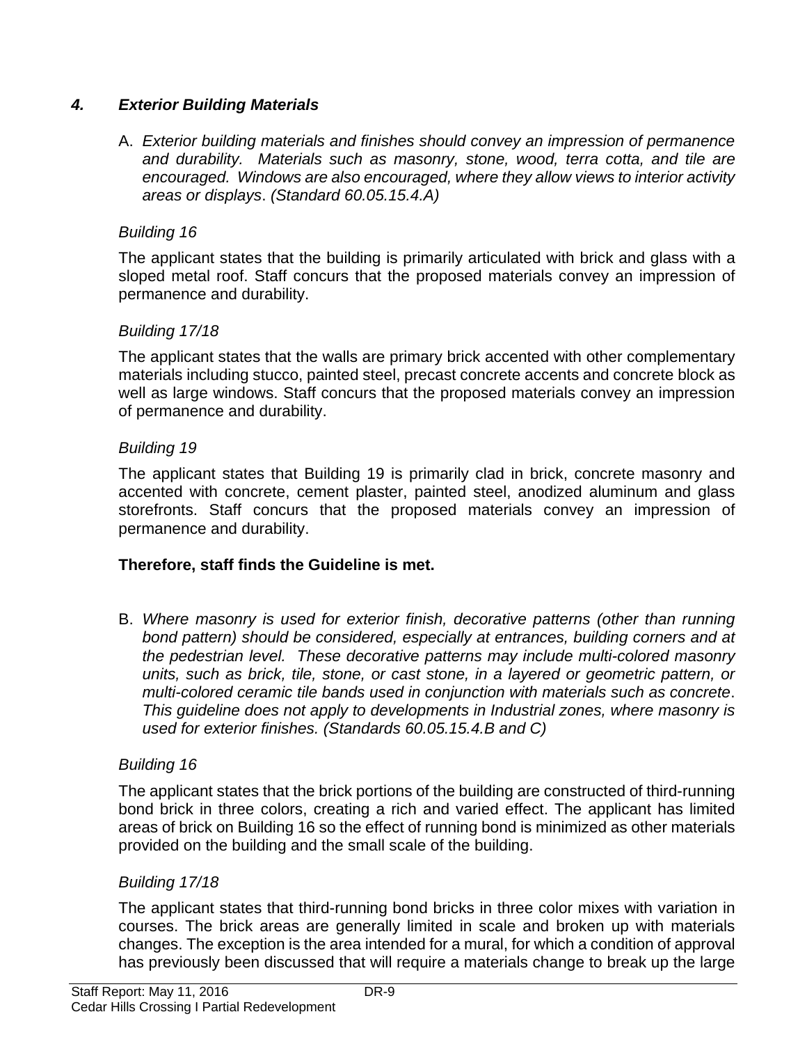### *4. Exterior Building Materials*

A. *Exterior building materials and finishes should convey an impression of permanence and durability. Materials such as masonry, stone, wood, terra cotta, and tile are encouraged. Windows are also encouraged, where they allow views to interior activity areas or displays. (Standard 60.05.15.4.A)*

*Building 16*

The applicant states that the building is primarily articulated with brick and glass with a sloped metal roof. Staff concurs that the proposed materials convey an impression of permanence and durability.

*Building 17/18*

The applicant states that the walls are primary brick accented with other complementary materials including stucco, painted steel, precast concrete accents and concrete block as well as large windows. Staff concurs that the proposed materials convey an impression of permanence and durability.

*Building 19*

The applicant states that Building 19 is primarily clad in brick, concrete masonry and accented with concrete, cement plaster, painted steel, anodized aluminum and glass storefronts. Staff concurs that the proposed materials convey an impression of permanence and durability.

**Therefore, staff finds the Guideline is met.**

B. *Where masonry is used for exterior finish, decorative patterns (other than running bond pattern) should be considered, especially at entrances, building corners and at the pedestrian level. These decorative patterns may include multi-colored masonry units, such as brick, tile, stone, or cast stone, in a layered or geometric pattern, or multi-colored ceramic tile bands used in conjunction with materials such as concrete. This guideline does not apply to developments in Industrial zones, where masonry is used for exterior finishes. (Standards 60.05.15.4.B and C)*

*Building 16*

The applicant states that the brick portions of the building are constructed of third-running bond brick in three colors, creating a rich and varied effect. The applicant has limited areas of brick on Building 16 so the effect of running bond is minimized as other materials provided on the building and the small scale of the building.

*Building 17/18*

The applicant states that third-running bond bricks in three color mixes with variation in courses. The brick areas are generally limited in scale and broken up with materials changes. The exception is the area intended for a mural, for which a condition of approval has previously been discussed that will require a materials change to break up the large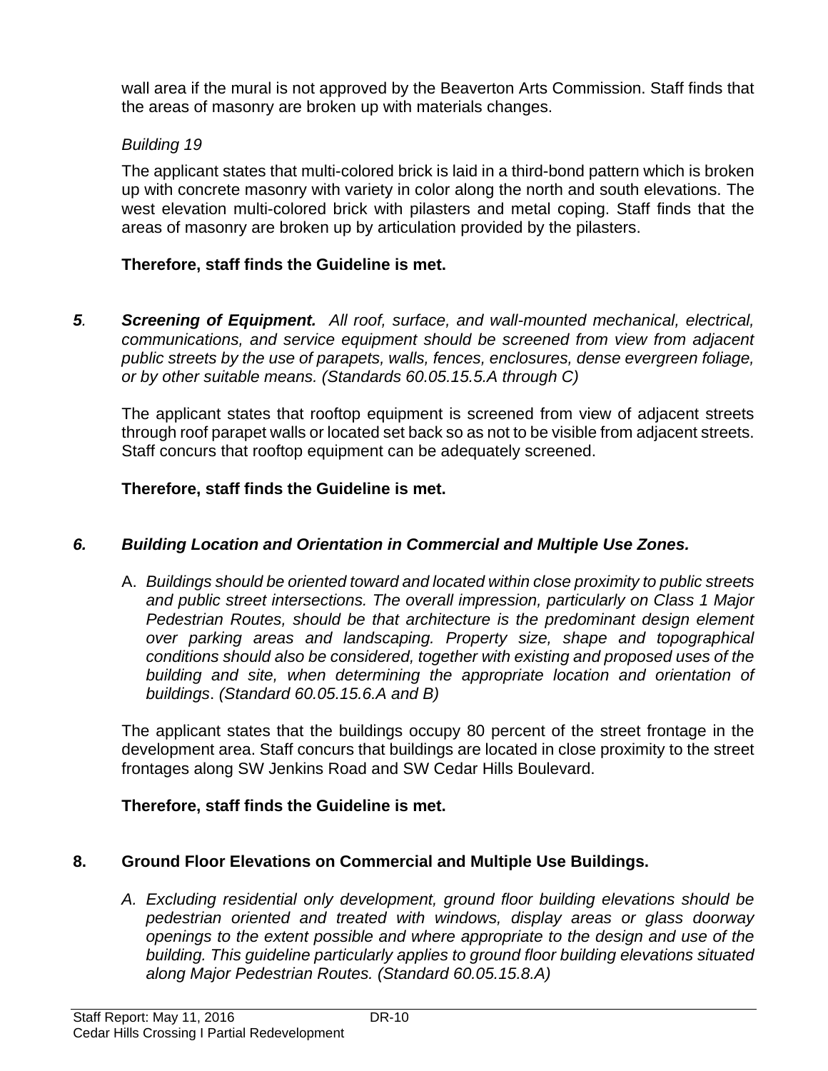wall area if the mural is not approved by the Beaverton Arts Commission. Staff finds that the areas of masonry are broken up with materials changes.

*Building 19*

The applicant states that multi-colored brick is laid in a third-bond pattern which is broken up with concrete masonry with variety in color along the north and south elevations. The west elevation multi-colored brick with pilasters and metal coping. Staff finds that the areas of masonry are broken up by articulation provided by the pilasters.

**Therefore, staff finds the Guideline is met.**

***5*.** ***Screening of Equipment.*** *All roof, surface, and wall-mounted mechanical, electrical, communications, and service equipment should be screened from view from adjacent public streets by the use of parapets, walls, fences, enclosures, dense evergreen foliage, or by other suitable means. (Standards 60.05.15.5.A through C)*

The applicant states that rooftop equipment is screened from view of adjacent streets through roof parapet walls or located set back so as not to be visible from adjacent streets. Staff concurs that rooftop equipment can be adequately screened.

**Therefore, staff finds the Guideline is met.**

***6. Building Location and Orientation in Commercial and Multiple Use Zones.***

A. *Buildings should be oriented toward and located within close proximity to public streets and public street intersections. The overall impression, particularly on Class 1 Major Pedestrian Routes, should be that architecture is the predominant design element over parking areas and landscaping. Property size, shape and topographical conditions should also be considered, together with existing and proposed uses of the building and site, when determining the appropriate location and orientation of buildings. (Standard 60.05.15.6.A and B)*

The applicant states that the buildings occupy 80 percent of the street frontage in the development area. Staff concurs that buildings are located in close proximity to the street frontages along SW Jenkins Road and SW Cedar Hills Boulevard.

**Therefore, staff finds the Guideline is met.**

**8. Ground Floor Elevations on Commercial and Multiple Use Buildings.**

*A. Excluding residential only development, ground floor building elevations should be pedestrian oriented and treated with windows, display areas or glass doorway openings to the extent possible and where appropriate to the design and use of the building. This guideline particularly applies to ground floor building elevations situated along Major Pedestrian Routes. (Standard 60.05.15.8.A)*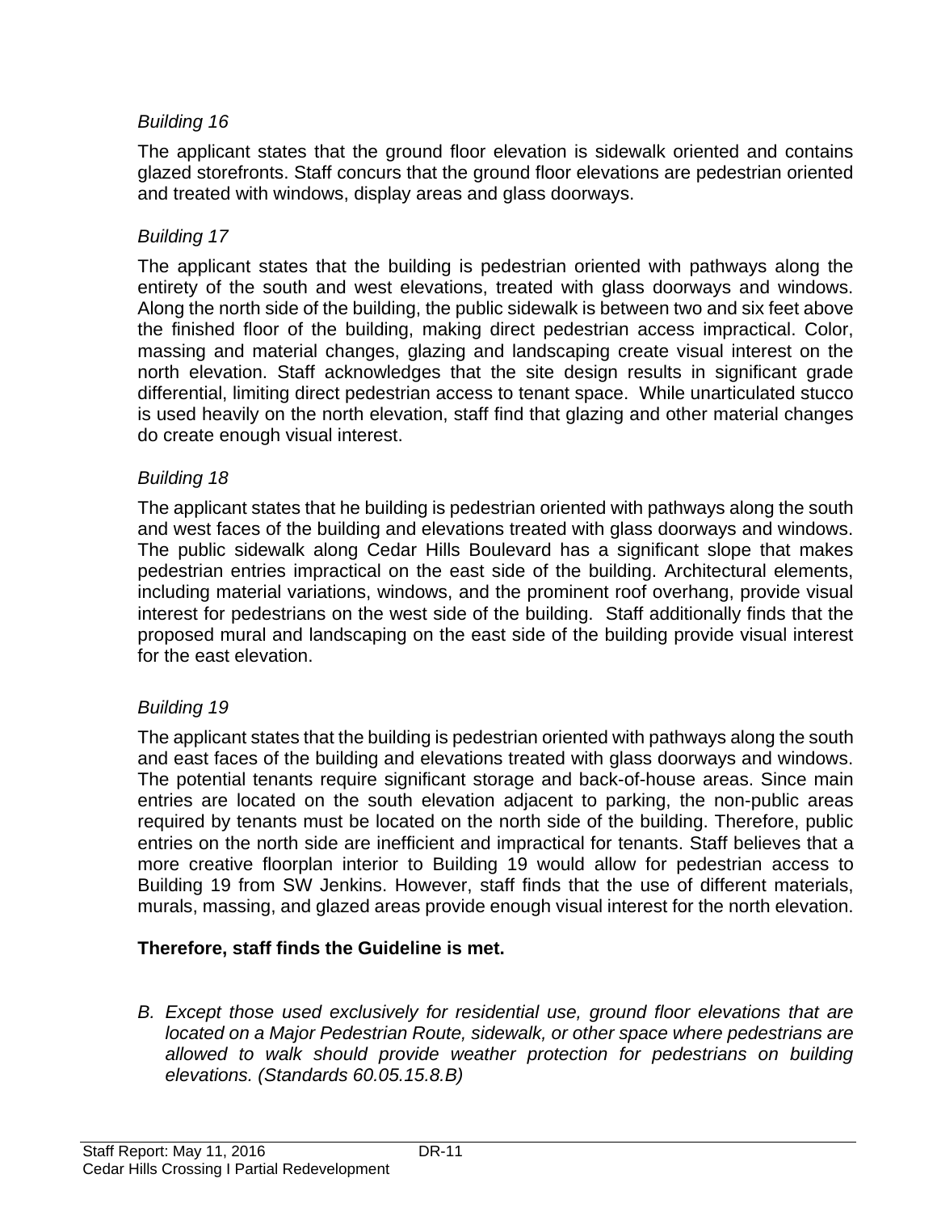*Building 16*

The applicant states that the ground floor elevation is sidewalk oriented and contains glazed storefronts. Staff concurs that the ground floor elevations are pedestrian oriented and treated with windows, display areas and glass doorways.

*Building 17*

The applicant states that the building is pedestrian oriented with pathways along the entirety of the south and west elevations, treated with glass doorways and windows. Along the north side of the building, the public sidewalk is between two and six feet above the finished floor of the building, making direct pedestrian access impractical. Color, massing and material changes, glazing and landscaping create visual interest on the north elevation. Staff acknowledges that the site design results in significant grade differential, limiting direct pedestrian access to tenant space. While unarticulated stucco is used heavily on the north elevation, staff find that glazing and other material changes do create enough visual interest.

*Building 18*

The applicant states that he building is pedestrian oriented with pathways along the south and west faces of the building and elevations treated with glass doorways and windows. The public sidewalk along Cedar Hills Boulevard has a significant slope that makes pedestrian entries impractical on the east side of the building. Architectural elements, including material variations, windows, and the prominent roof overhang, provide visual interest for pedestrians on the west side of the building. Staff additionally finds that the proposed mural and landscaping on the east side of the building provide visual interest for the east elevation.

*Building 19*

The applicant states that the building is pedestrian oriented with pathways along the south and east faces of the building and elevations treated with glass doorways and windows. The potential tenants require significant storage and back-of-house areas. Since main entries are located on the south elevation adjacent to parking, the non-public areas required by tenants must be located on the north side of the building. Therefore, public entries on the north side are inefficient and impractical for tenants. Staff believes that a more creative floorplan interior to Building 19 would allow for pedestrian access to Building 19 from SW Jenkins. However, staff finds that the use of different materials, murals, massing, and glazed areas provide enough visual interest for the north elevation.

**Therefore, staff finds the Guideline is met.**

B. *Except those used exclusively for residential use, ground floor elevations that are located on a Major Pedestrian Route, sidewalk, or other space where pedestrians are allowed to walk should provide weather protection for pedestrians on building elevations. (Standards 60.05.15.8.B)*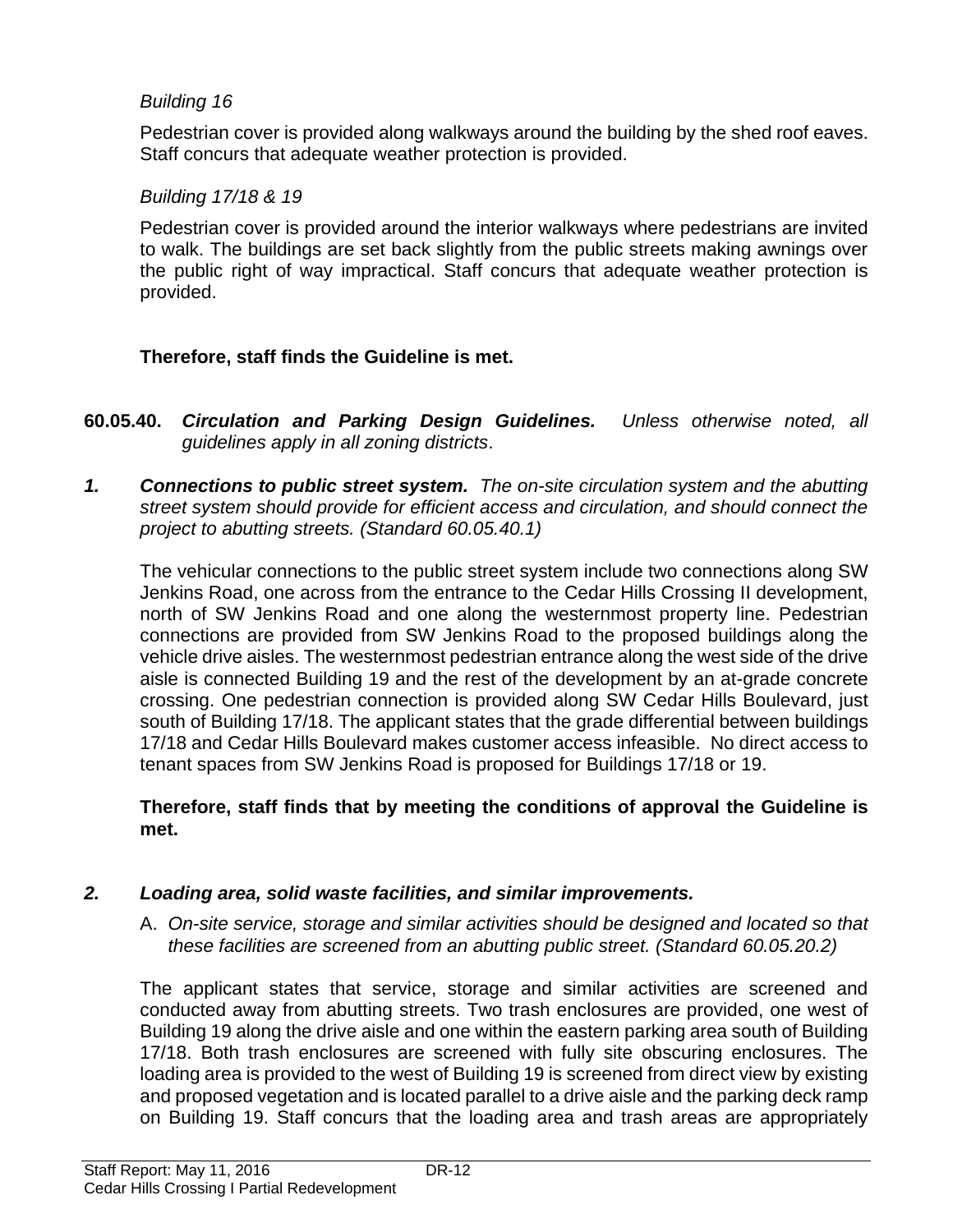*Building 16*

Pedestrian cover is provided along walkways around the building by the shed roof eaves. Staff concurs that adequate weather protection is provided.

*Building 17/18 & 19*

Pedestrian cover is provided around the interior walkways where pedestrians are invited to walk. The buildings are set back slightly from the public streets making awnings over the public right of way impractical. Staff concurs that adequate weather protection is provided.

**Therefore, staff finds the Guideline is met.**

**60.05.40.** ***Circulation and Parking Design Guidelines.*** *Unless otherwise noted, all guidelines apply in all zoning districts*.

***1. Connections to public street system.*** *The on-site circulation system and the abutting street system should provide for efficient access and circulation, and should connect the project to abutting streets. (Standard 60.05.40.1)*

The vehicular connections to the public street system include two connections along SW Jenkins Road, one across from the entrance to the Cedar Hills Crossing II development, north of SW Jenkins Road and one along the westernmost property line. Pedestrian connections are provided from SW Jenkins Road to the proposed buildings along the vehicle drive aisles. The westernmost pedestrian entrance along the west side of the drive aisle is connected Building 19 and the rest of the development by an at-grade concrete crossing. One pedestrian connection is provided along SW Cedar Hills Boulevard, just south of Building 17/18. The applicant states that the grade differential between buildings 17/18 and Cedar Hills Boulevard makes customer access infeasible. No direct access to tenant spaces from SW Jenkins Road is proposed for Buildings 17/18 or 19.

**Therefore, staff finds that by meeting the conditions of approval the Guideline is met.**

***2. Loading area, solid waste facilities, and similar improvements.***

A. *On-site service, storage and similar activities should be designed and located so that these facilities are screened from an abutting public street. (Standard 60.05.20.2)*

The applicant states that service, storage and similar activities are screened and conducted away from abutting streets. Two trash enclosures are provided, one west of Building 19 along the drive aisle and one within the eastern parking area south of Building 17/18. Both trash enclosures are screened with fully site obscuring enclosures. The loading area is provided to the west of Building 19 is screened from direct view by existing and proposed vegetation and is located parallel to a drive aisle and the parking deck ramp on Building 19. Staff concurs that the loading area and trash areas are appropriately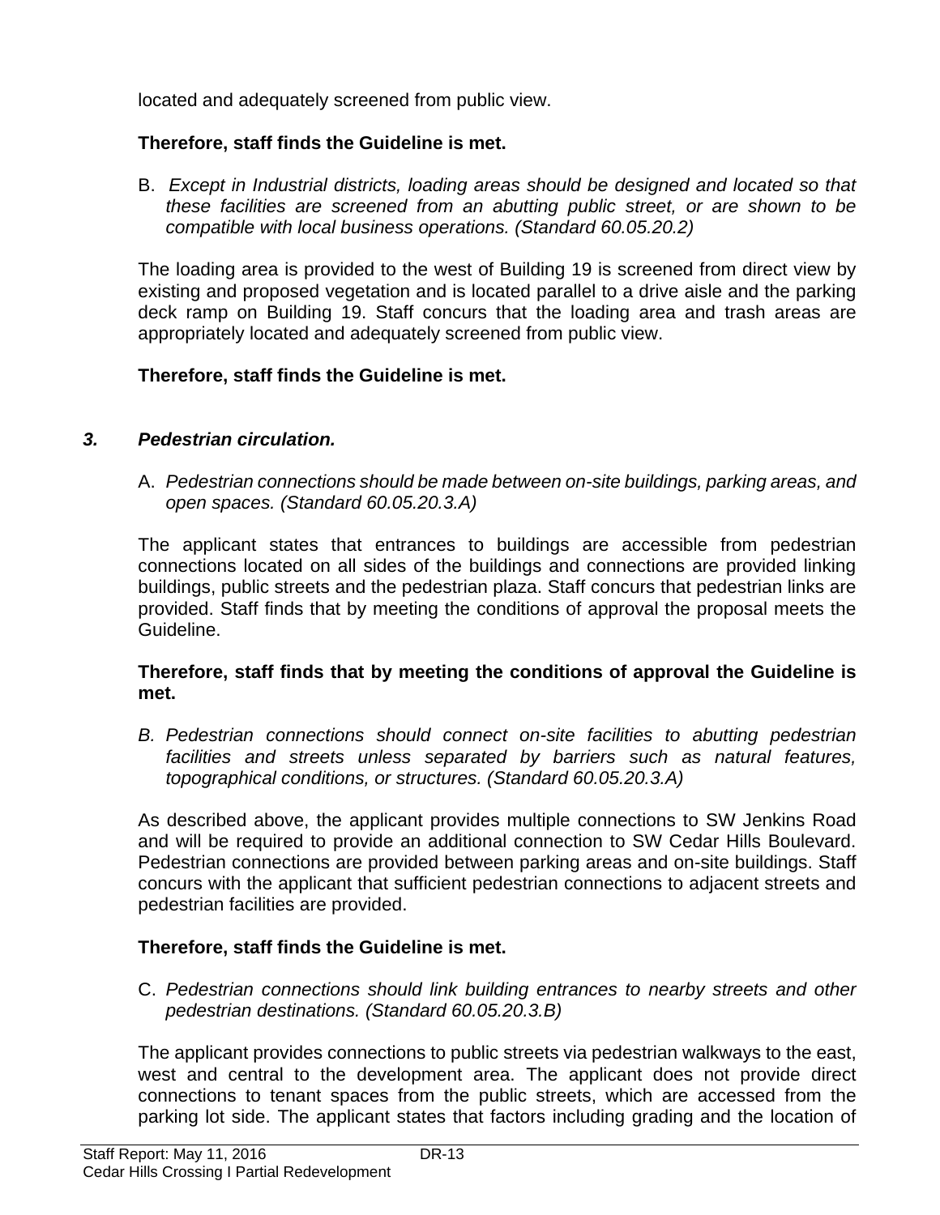located and adequately screened from public view.

**Therefore, staff finds the Guideline is met.**

B. *Except in Industrial districts, loading areas should be designed and located so that these facilities are screened from an abutting public street, or are shown to be compatible with local business operations. (Standard 60.05.20.2)*

The loading area is provided to the west of Building 19 is screened from direct view by existing and proposed vegetation and is located parallel to a drive aisle and the parking deck ramp on Building 19. Staff concurs that the loading area and trash areas are appropriately located and adequately screened from public view.

**Therefore, staff finds the Guideline is met.**

***3. Pedestrian circulation.***

A. *Pedestrian connections should be made between on-site buildings, parking areas, and open spaces. (Standard 60.05.20.3.A)*

The applicant states that entrances to buildings are accessible from pedestrian connections located on all sides of the buildings and connections are provided linking buildings, public streets and the pedestrian plaza. Staff concurs that pedestrian links are provided. Staff finds that by meeting the conditions of approval the proposal meets the Guideline.

**Therefore, staff finds that by meeting the conditions of approval the Guideline is met.**

B. *Pedestrian connections should connect on-site facilities to abutting pedestrian facilities and streets unless separated by barriers such as natural features, topographical conditions, or structures. (Standard 60.05.20.3.A)*

As described above, the applicant provides multiple connections to SW Jenkins Road and will be required to provide an additional connection to SW Cedar Hills Boulevard. Pedestrian connections are provided between parking areas and on-site buildings. Staff concurs with the applicant that sufficient pedestrian connections to adjacent streets and pedestrian facilities are provided.

**Therefore, staff finds the Guideline is met.**

C. *Pedestrian connections should link building entrances to nearby streets and other pedestrian destinations. (Standard 60.05.20.3.B)*

The applicant provides connections to public streets via pedestrian walkways to the east, west and central to the development area. The applicant does not provide direct connections to tenant spaces from the public streets, which are accessed from the parking lot side. The applicant states that factors including grading and the location of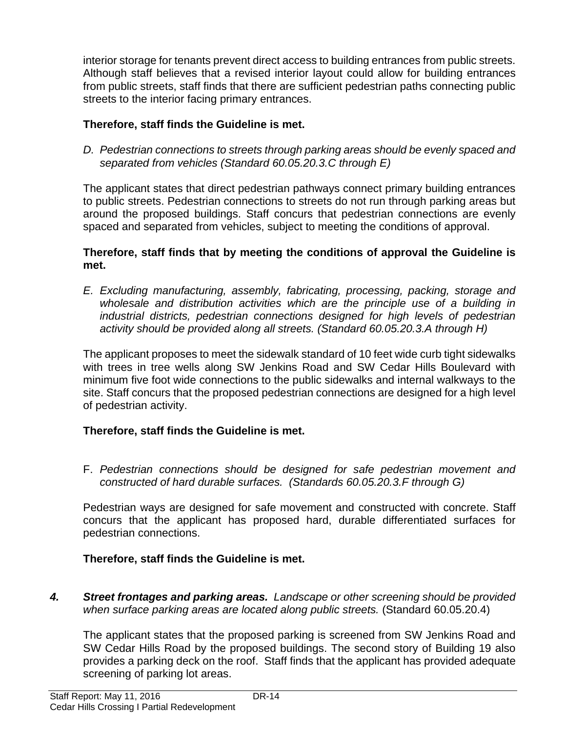interior storage for tenants prevent direct access to building entrances from public streets. Although staff believes that a revised interior layout could allow for building entrances from public streets, staff finds that there are sufficient pedestrian paths connecting public streets to the interior facing primary entrances.

**Therefore, staff finds the Guideline is met.**

D. *Pedestrian connections to streets through parking areas should be evenly spaced and separated from vehicles (Standard 60.05.20.3.C through E)*

The applicant states that direct pedestrian pathways connect primary building entrances to public streets. Pedestrian connections to streets do not run through parking areas but around the proposed buildings. Staff concurs that pedestrian connections are evenly spaced and separated from vehicles, subject to meeting the conditions of approval.

**Therefore, staff finds that by meeting the conditions of approval the Guideline is met.**

E. *Excluding manufacturing, assembly, fabricating, processing, packing, storage and wholesale and distribution activities which are the principle use of a building in industrial districts, pedestrian connections designed for high levels of pedestrian activity should be provided along all streets. (Standard 60.05.20.3.A through H)*

The applicant proposes to meet the sidewalk standard of 10 feet wide curb tight sidewalks with trees in tree wells along SW Jenkins Road and SW Cedar Hills Boulevard with minimum five foot wide connections to the public sidewalks and internal walkways to the site. Staff concurs that the proposed pedestrian connections are designed for a high level of pedestrian activity.

**Therefore, staff finds the Guideline is met.**

F. *Pedestrian connections should be designed for safe pedestrian movement and constructed of hard durable surfaces. (Standards 60.05.20.3.F through G)*

Pedestrian ways are designed for safe movement and constructed with concrete. Staff concurs that the applicant has proposed hard, durable differentiated surfaces for pedestrian connections.

**Therefore, staff finds the Guideline is met.**

***4. Street frontages and parking areas.*** *Landscape or other screening should be provided when surface parking areas are located along public streets.* (Standard 60.05.20.4)

The applicant states that the proposed parking is screened from SW Jenkins Road and SW Cedar Hills Road by the proposed buildings. The second story of Building 19 also provides a parking deck on the roof. Staff finds that the applicant has provided adequate screening of parking lot areas.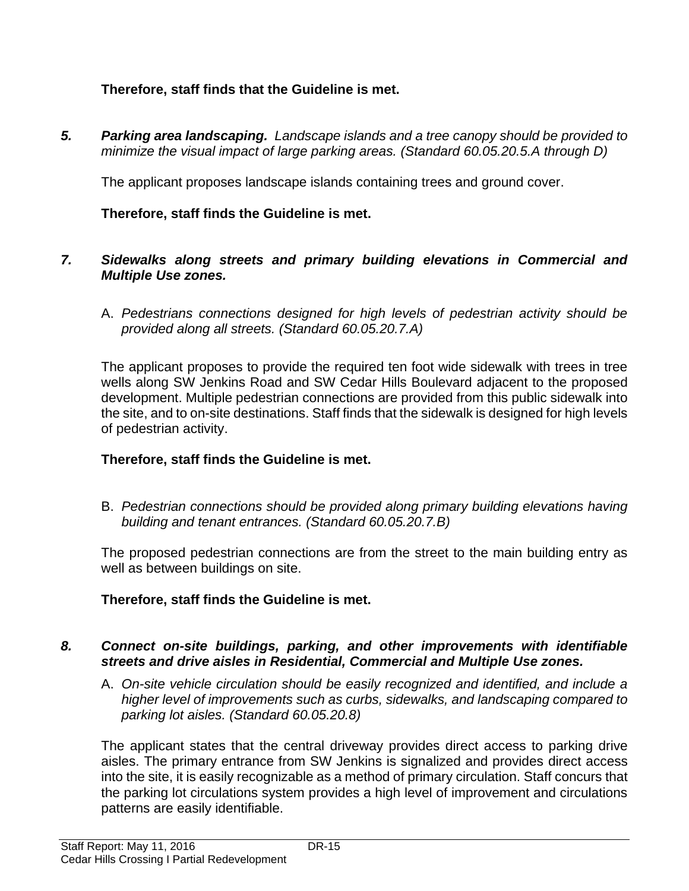**Therefore, staff finds that the Guideline is met.**

***5. Parking area landscaping.*** *Landscape islands and a tree canopy should be provided to minimize the visual impact of large parking areas. (Standard 60.05.20.5.A through D)*

The applicant proposes landscape islands containing trees and ground cover.

**Therefore, staff finds the Guideline is met.**

***7. Sidewalks along streets and primary building elevations in Commercial and Multiple Use zones.***

A. *Pedestrians connections designed for high levels of pedestrian activity should be provided along all streets. (Standard 60.05.20.7.A)*

The applicant proposes to provide the required ten foot wide sidewalk with trees in tree wells along SW Jenkins Road and SW Cedar Hills Boulevard adjacent to the proposed development. Multiple pedestrian connections are provided from this public sidewalk into the site, and to on-site destinations. Staff finds that the sidewalk is designed for high levels of pedestrian activity.

**Therefore, staff finds the Guideline is met.**

B. *Pedestrian connections should be provided along primary building elevations having building and tenant entrances. (Standard 60.05.20.7.B)*

The proposed pedestrian connections are from the street to the main building entry as well as between buildings on site.

**Therefore, staff finds the Guideline is met.**

***8. Connect on-site buildings, parking, and other improvements with identifiable streets and drive aisles in Residential, Commercial and Multiple Use zones.***

A. *On-site vehicle circulation should be easily recognized and identified, and include a higher level of improvements such as curbs, sidewalks, and landscaping compared to parking lot aisles. (Standard 60.05.20.8)*

The applicant states that the central driveway provides direct access to parking drive aisles. The primary entrance from SW Jenkins is signalized and provides direct access into the site, it is easily recognizable as a method of primary circulation. Staff concurs that the parking lot circulations system provides a high level of improvement and circulations patterns are easily identifiable.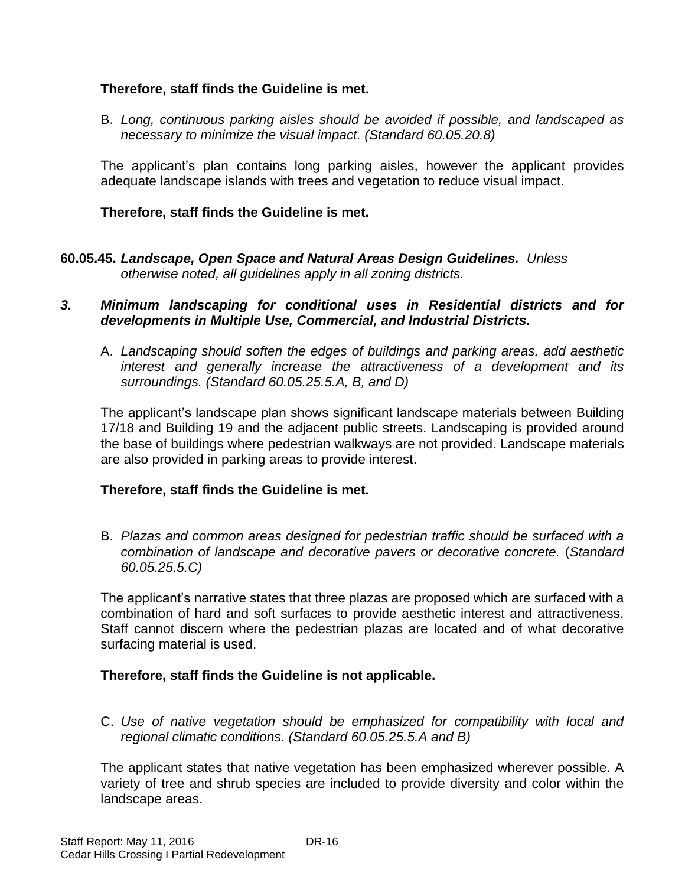**Therefore, staff finds the Guideline is met.**

B. *Long, continuous parking aisles should be avoided if possible, and landscaped as necessary to minimize the visual impact. (Standard 60.05.20.8)*

The applicant's plan contains long parking aisles, however the applicant provides adequate landscape islands with trees and vegetation to reduce visual impact.

**Therefore, staff finds the Guideline is met.**

**60.05.45.** ***Landscape, Open Space and Natural Areas Design Guidelines.*** *Unless otherwise noted, all guidelines apply in all zoning districts.*

***3. Minimum landscaping for conditional uses in Residential districts and for developments in Multiple Use, Commercial, and Industrial Districts.***

A. *Landscaping should soften the edges of buildings and parking areas, add aesthetic interest and generally increase the attractiveness of a development and its surroundings. (Standard 60.05.25.5.A, B, and D)*

The applicant's landscape plan shows significant landscape materials between Building 17/18 and Building 19 and the adjacent public streets. Landscaping is provided around the base of buildings where pedestrian walkways are not provided. Landscape materials are also provided in parking areas to provide interest.

**Therefore, staff finds the Guideline is met.**

B. *Plazas and common areas designed for pedestrian traffic should be surfaced with a combination of landscape and decorative pavers or decorative concrete.* (*Standard 60.05.25.5.C)*

The applicant's narrative states that three plazas are proposed which are surfaced with a combination of hard and soft surfaces to provide aesthetic interest and attractiveness. Staff cannot discern where the pedestrian plazas are located and of what decorative surfacing material is used.

**Therefore, staff finds the Guideline is not applicable.**

C. *Use of native vegetation should be emphasized for compatibility with local and regional climatic conditions. (Standard 60.05.25.5.A and B)*

The applicant states that native vegetation has been emphasized wherever possible. A variety of tree and shrub species are included to provide diversity and color within the landscape areas.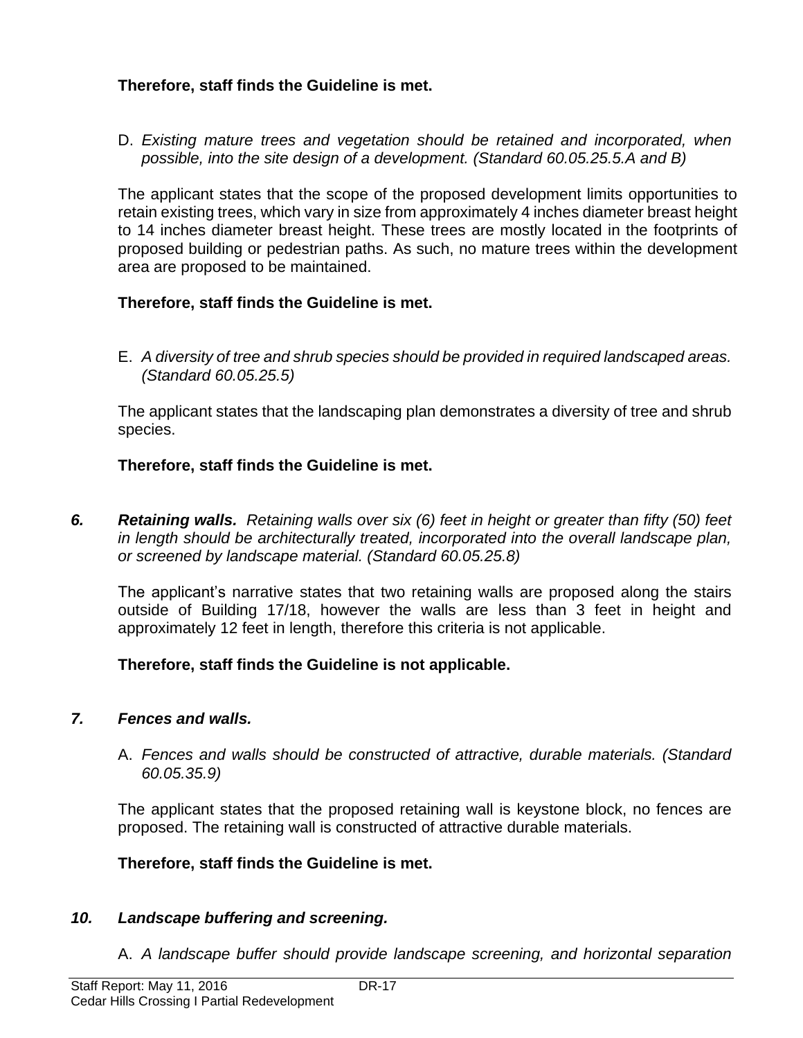**Therefore, staff finds the Guideline is met.**

D. *Existing mature trees and vegetation should be retained and incorporated, when possible, into the site design of a development. (Standard 60.05.25.5.A and B)*

The applicant states that the scope of the proposed development limits opportunities to retain existing trees, which vary in size from approximately 4 inches diameter breast height to 14 inches diameter breast height. These trees are mostly located in the footprints of proposed building or pedestrian paths. As such, no mature trees within the development area are proposed to be maintained.

**Therefore, staff finds the Guideline is met.**

E. *A diversity of tree and shrub species should be provided in required landscaped areas. (Standard 60.05.25.5)*

The applicant states that the landscaping plan demonstrates a diversity of tree and shrub species.

**Therefore, staff finds the Guideline is met.**

***6. Retaining walls.*** *Retaining walls over six (6) feet in height or greater than fifty (50) feet in length should be architecturally treated, incorporated into the overall landscape plan, or screened by landscape material. (Standard 60.05.25.8)*

The applicant's narrative states that two retaining walls are proposed along the stairs outside of Building 17/18, however the walls are less than 3 feet in height and approximately 12 feet in length, therefore this criteria is not applicable.

**Therefore, staff finds the Guideline is not applicable.**

***7. Fences and walls.***

A. *Fences and walls should be constructed of attractive, durable materials. (Standard 60.05.35.9)*

The applicant states that the proposed retaining wall is keystone block, no fences are proposed. The retaining wall is constructed of attractive durable materials.

**Therefore, staff finds the Guideline is met.**

***10. Landscape buffering and screening.***

A. *A landscape buffer should provide landscape screening, and horizontal separation*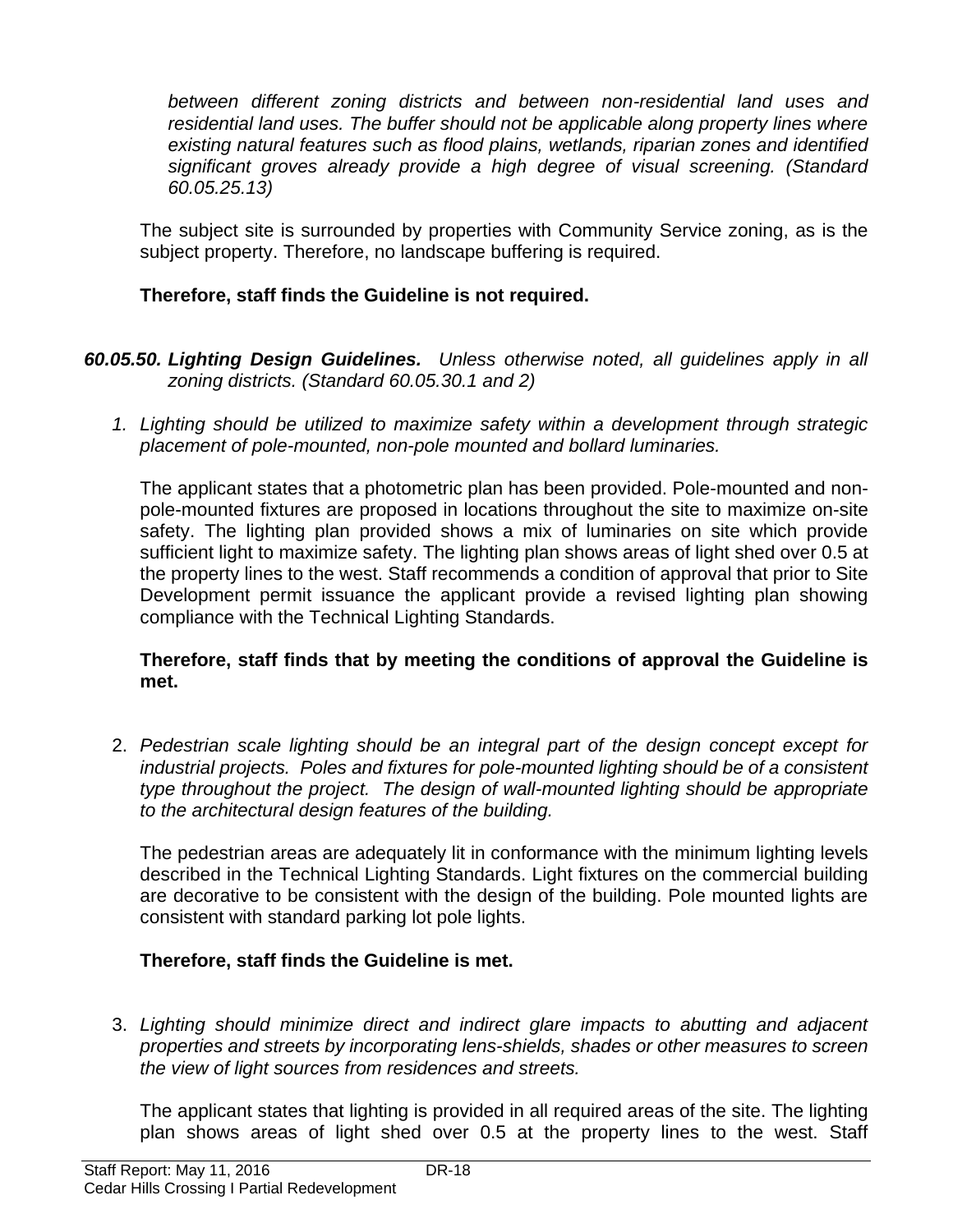*between different zoning districts and between non-residential land uses and residential land uses. The buffer should not be applicable along property lines where existing natural features such as flood plains, wetlands, riparian zones and identified significant groves already provide a high degree of visual screening. (Standard 60.05.25.13)*

The subject site is surrounded by properties with Community Service zoning, as is the subject property. Therefore, no landscape buffering is required.

**Therefore, staff finds the Guideline is not required.**

***60.05.50. Lighting Design Guidelines.*** *Unless otherwise noted, all guidelines apply in all zoning districts. (Standard 60.05.30.1 and 2)*

1. *Lighting should be utilized to maximize safety within a development through strategic placement of pole-mounted, non-pole mounted and bollard luminaries.*

   The applicant states that a photometric plan has been provided. Pole-mounted and non-pole-mounted fixtures are proposed in locations throughout the site to maximize on-site safety. The lighting plan provided shows a mix of luminaries on site which provide sufficient light to maximize safety. The lighting plan shows areas of light shed over 0.5 at the property lines to the west. Staff recommends a condition of approval that prior to Site Development permit issuance the applicant provide a revised lighting plan showing compliance with the Technical Lighting Standards.

   **Therefore, staff finds that by meeting the conditions of approval the Guideline is met.**

2. *Pedestrian scale lighting should be an integral part of the design concept except for industrial projects. Poles and fixtures for pole-mounted lighting should be of a consistent type throughout the project. The design of wall-mounted lighting should be appropriate to the architectural design features of the building.*

   The pedestrian areas are adequately lit in conformance with the minimum lighting levels described in the Technical Lighting Standards. Light fixtures on the commercial building are decorative to be consistent with the design of the building. Pole mounted lights are consistent with standard parking lot pole lights.

   **Therefore, staff finds the Guideline is met.**

3. *Lighting should minimize direct and indirect glare impacts to abutting and adjacent properties and streets by incorporating lens-shields, shades or other measures to screen the view of light sources from residences and streets.*

   The applicant states that lighting is provided in all required areas of the site. The lighting plan shows areas of light shed over 0.5 at the property lines to the west. Staff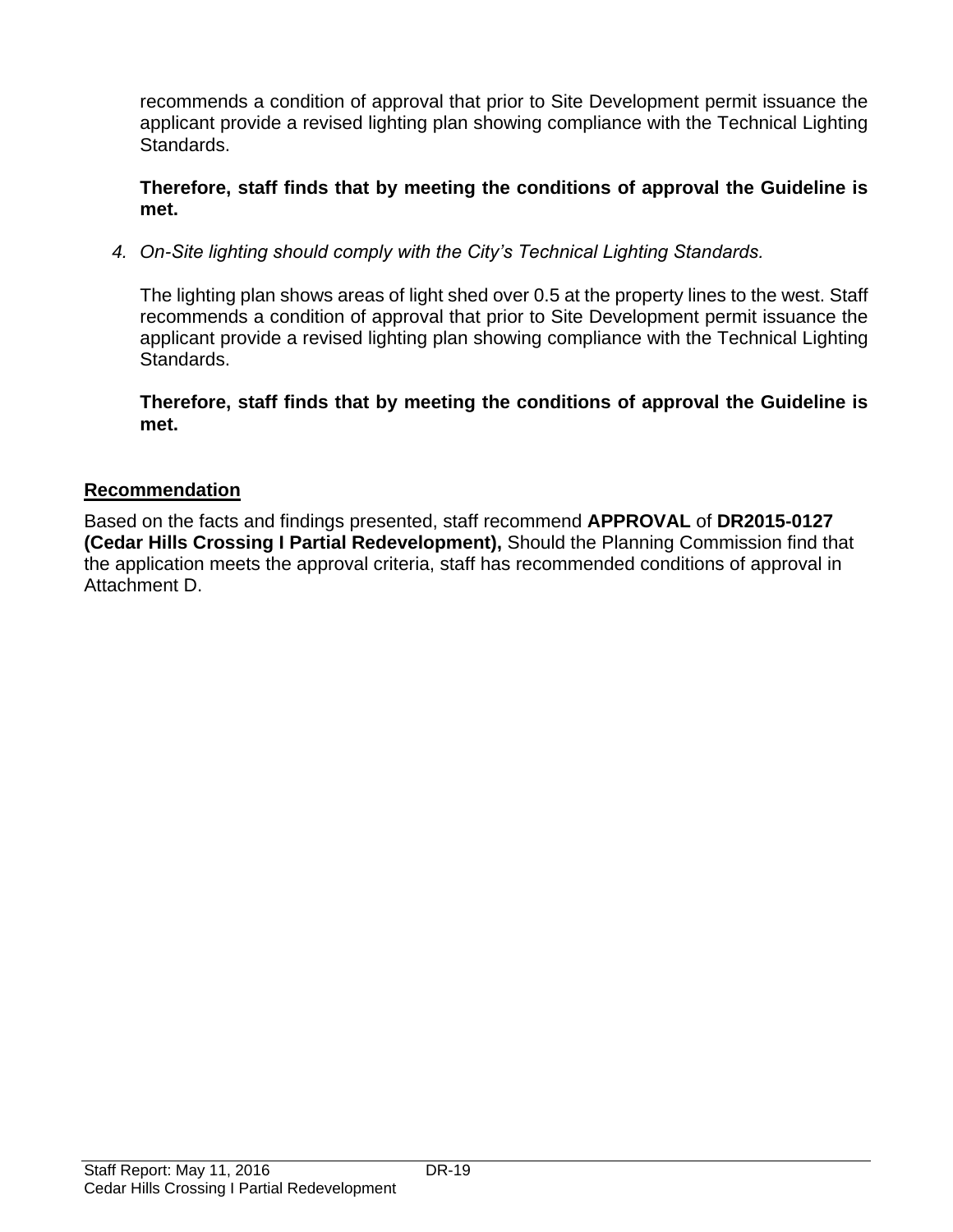recommends a condition of approval that prior to Site Development permit issuance the applicant provide a revised lighting plan showing compliance with the Technical Lighting Standards.

**Therefore, staff finds that by meeting the conditions of approval the Guideline is met.**

4. *On-Site lighting should comply with the City's Technical Lighting Standards.*

   The lighting plan shows areas of light shed over 0.5 at the property lines to the west. Staff recommends a condition of approval that prior to Site Development permit issuance the applicant provide a revised lighting plan showing compliance with the Technical Lighting Standards.

   **Therefore, staff finds that by meeting the conditions of approval the Guideline is met.**

## Recommendation

Based on the facts and findings presented, staff recommend **APPROVAL** of **DR2015-0127 (Cedar Hills Crossing I Partial Redevelopment),** Should the Planning Commission find that the application meets the approval criteria, staff has recommended conditions of approval in Attachment D.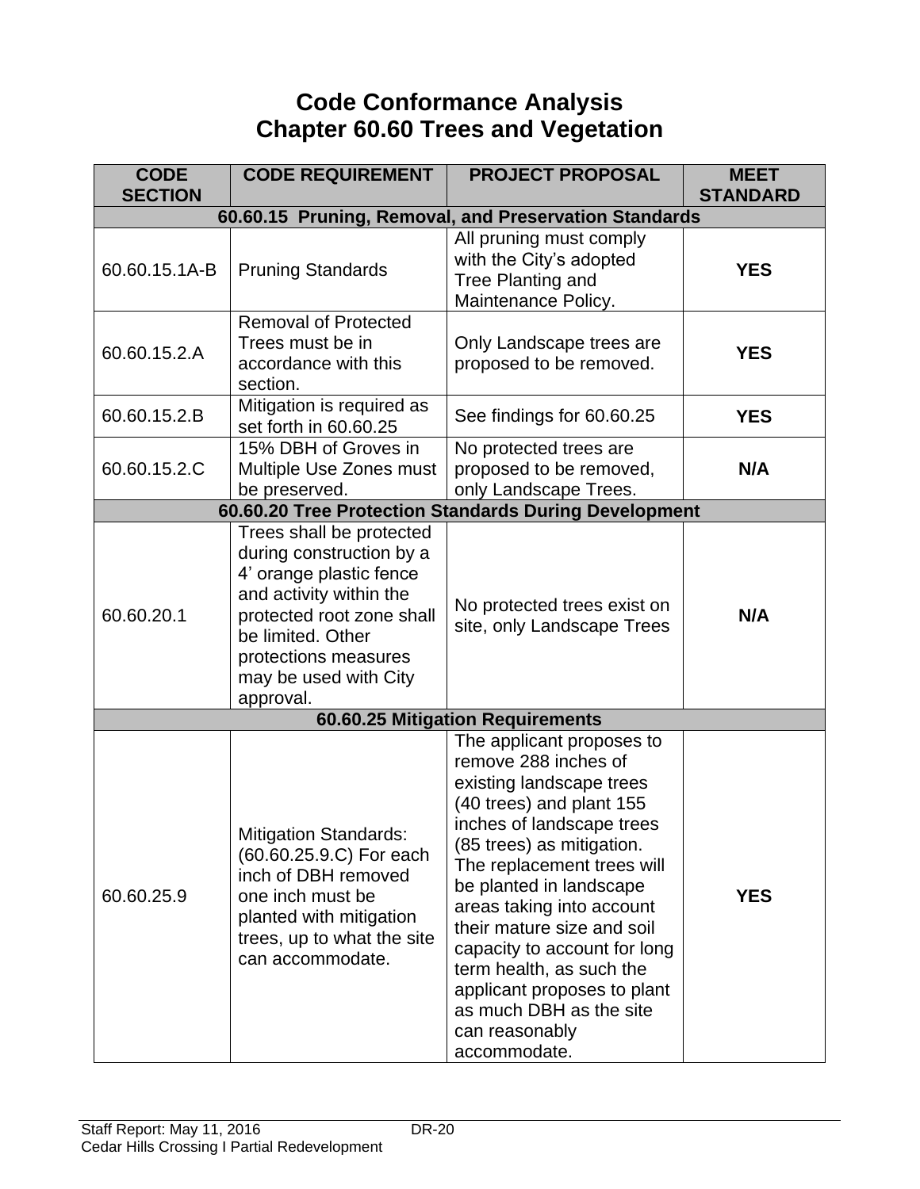# Code Conformance Analysis
# Chapter 60.60 Trees and Vegetation

| CODE SECTION | CODE REQUIREMENT | PROJECT PROPOSAL | MEET STANDARD |
|---|---|---|---|
| **60.60.15 Pruning, Removal, and Preservation Standards** | | | |
| 60.60.15.1A-B | Pruning Standards | All pruning must comply with the City's adopted Tree Planting and Maintenance Policy. | **YES** |
| 60.60.15.2.A | Removal of Protected Trees must be in accordance with this section. | Only Landscape trees are proposed to be removed. | **YES** |
| 60.60.15.2.B | Mitigation is required as set forth in 60.60.25 | See findings for 60.60.25 | **YES** |
| 60.60.15.2.C | 15% DBH of Groves in Multiple Use Zones must be preserved. | No protected trees are proposed to be removed, only Landscape Trees. | **N/A** |
| **60.60.20 Tree Protection Standards During Development** | | | |
| 60.60.20.1 | Trees shall be protected during construction by a 4' orange plastic fence and activity within the protected root zone shall be limited. Other protections measures may be used with City approval. | No protected trees exist on site, only Landscape Trees | **N/A** |
| **60.60.25 Mitigation Requirements** | | | |
| 60.60.25.9 | Mitigation Standards: (60.60.25.9.C) For each inch of DBH removed one inch must be planted with mitigation trees, up to what the site can accommodate. | The applicant proposes to remove 288 inches of existing landscape trees (40 trees) and plant 155 inches of landscape trees (85 trees) as mitigation. The replacement trees will be planted in landscape areas taking into account their mature size and soil capacity to account for long term health, as such the applicant proposes to plant as much DBH as the site can reasonably accommodate. | **YES** |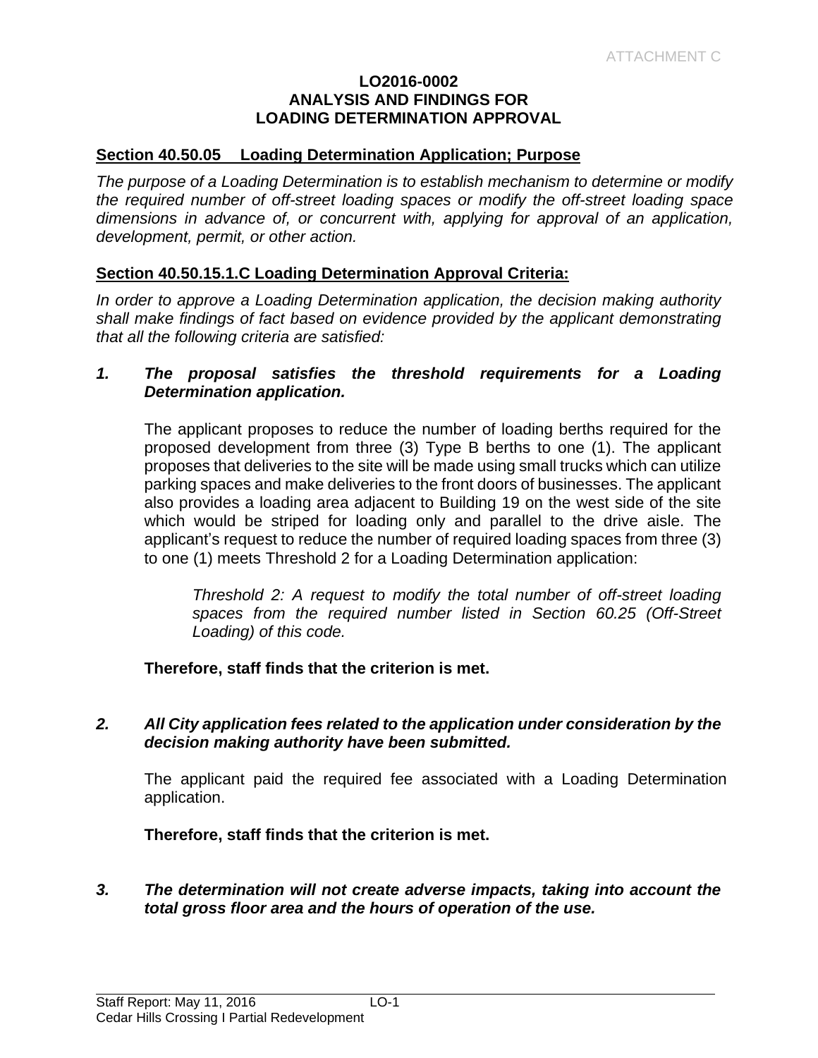ATTACHMENT C

**LO2016-0002**
**ANALYSIS AND FINDINGS FOR**
**LOADING DETERMINATION APPROVAL**

**Section 40.50.05 Loading Determination Application; Purpose**

*The purpose of a Loading Determination is to establish mechanism to determine or modify the required number of off-street loading spaces or modify the off-street loading space dimensions in advance of, or concurrent with, applying for approval of an application, development, permit, or other action.*

**Section 40.50.15.1.C Loading Determination Approval Criteria:**

*In order to approve a Loading Determination application, the decision making authority shall make findings of fact based on evidence provided by the applicant demonstrating that all the following criteria are satisfied:*

***1. The proposal satisfies the threshold requirements for a Loading Determination application.***

The applicant proposes to reduce the number of loading berths required for the proposed development from three (3) Type B berths to one (1). The applicant proposes that deliveries to the site will be made using small trucks which can utilize parking spaces and make deliveries to the front doors of businesses. The applicant also provides a loading area adjacent to Building 19 on the west side of the site which would be striped for loading only and parallel to the drive aisle. The applicant's request to reduce the number of required loading spaces from three (3) to one (1) meets Threshold 2 for a Loading Determination application:

> *Threshold 2: A request to modify the total number of off-street loading spaces from the required number listed in Section 60.25 (Off-Street Loading) of this code.*

**Therefore, staff finds that the criterion is met.**

***2. All City application fees related to the application under consideration by the decision making authority have been submitted.***

The applicant paid the required fee associated with a Loading Determination application.

**Therefore, staff finds that the criterion is met.**

***3. The determination will not create adverse impacts, taking into account the total gross floor area and the hours of operation of the use.***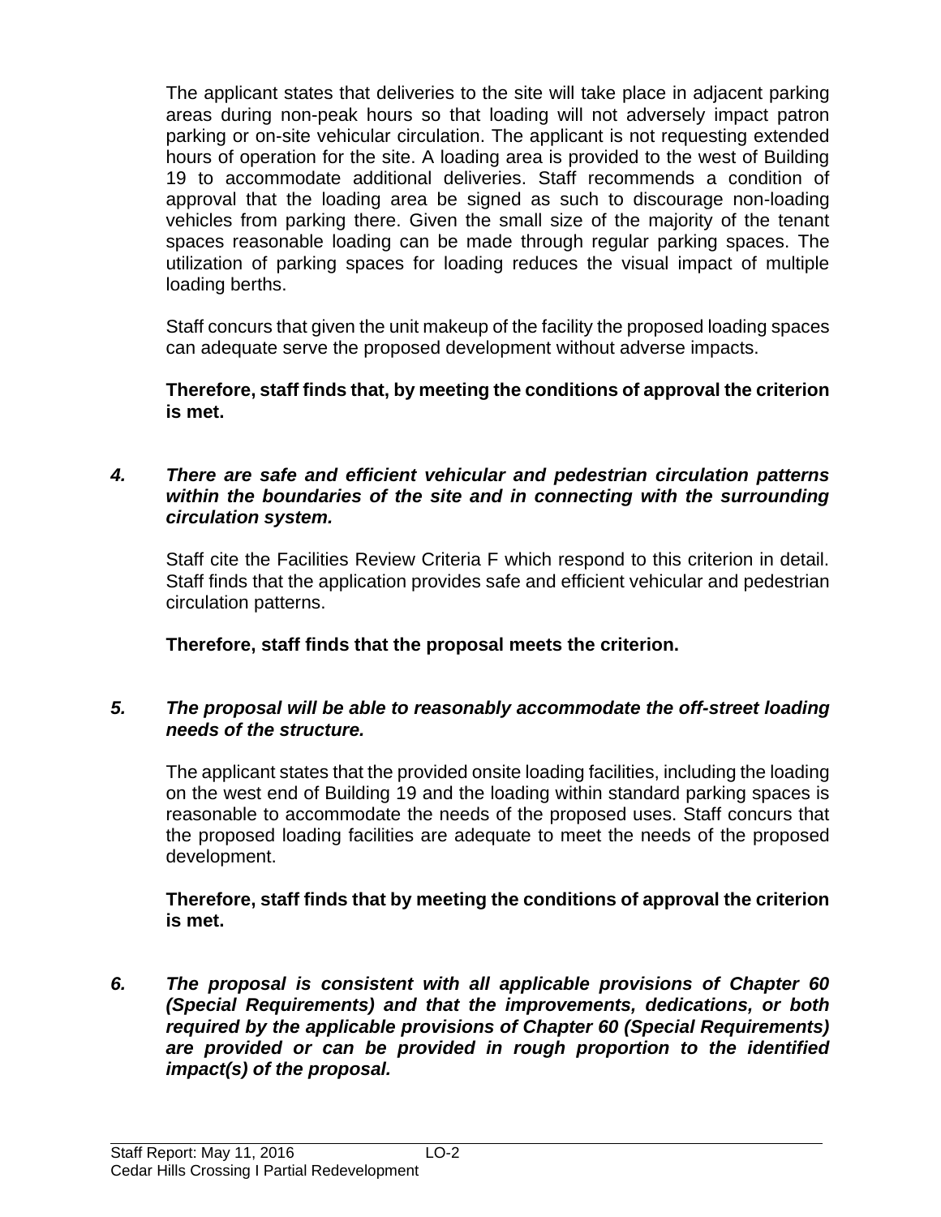The applicant states that deliveries to the site will take place in adjacent parking areas during non-peak hours so that loading will not adversely impact patron parking or on-site vehicular circulation. The applicant is not requesting extended hours of operation for the site. A loading area is provided to the west of Building 19 to accommodate additional deliveries. Staff recommends a condition of approval that the loading area be signed as such to discourage non-loading vehicles from parking there. Given the small size of the majority of the tenant spaces reasonable loading can be made through regular parking spaces. The utilization of parking spaces for loading reduces the visual impact of multiple loading berths.

Staff concurs that given the unit makeup of the facility the proposed loading spaces can adequate serve the proposed development without adverse impacts.

**Therefore, staff finds that, by meeting the conditions of approval the criterion is met.**

***4. There are safe and efficient vehicular and pedestrian circulation patterns within the boundaries of the site and in connecting with the surrounding circulation system.***

Staff cite the Facilities Review Criteria F which respond to this criterion in detail. Staff finds that the application provides safe and efficient vehicular and pedestrian circulation patterns.

**Therefore, staff finds that the proposal meets the criterion.**

***5. The proposal will be able to reasonably accommodate the off-street loading needs of the structure.***

The applicant states that the provided onsite loading facilities, including the loading on the west end of Building 19 and the loading within standard parking spaces is reasonable to accommodate the needs of the proposed uses. Staff concurs that the proposed loading facilities are adequate to meet the needs of the proposed development.

**Therefore, staff finds that by meeting the conditions of approval the criterion is met.**

***6. The proposal is consistent with all applicable provisions of Chapter 60 (Special Requirements) and that the improvements, dedications, or both required by the applicable provisions of Chapter 60 (Special Requirements) are provided or can be provided in rough proportion to the identified impact(s) of the proposal.***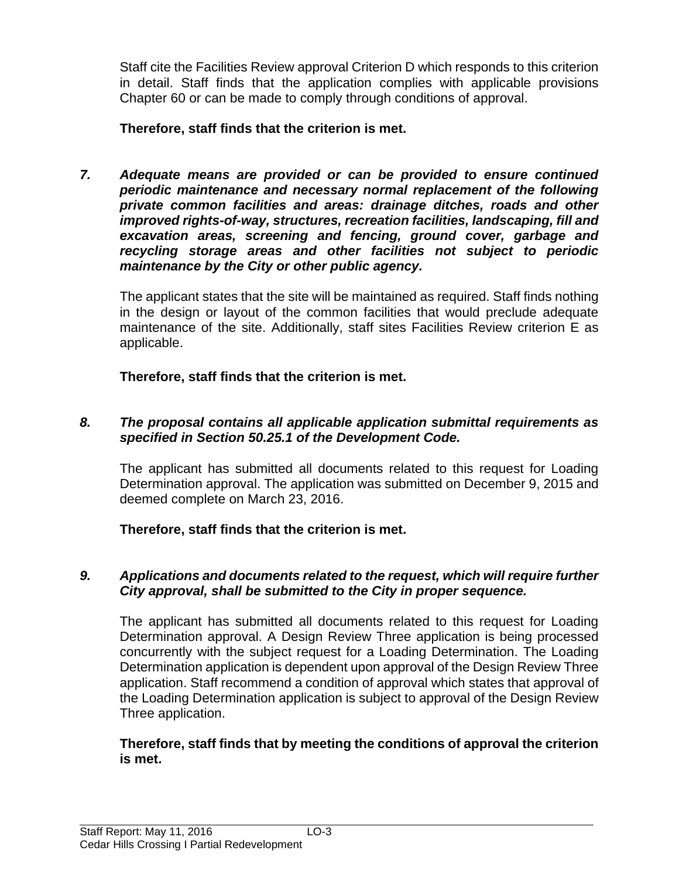Staff cite the Facilities Review approval Criterion D which responds to this criterion in detail. Staff finds that the application complies with applicable provisions Chapter 60 or can be made to comply through conditions of approval.

**Therefore, staff finds that the criterion is met.**

***7. Adequate means are provided or can be provided to ensure continued periodic maintenance and necessary normal replacement of the following private common facilities and areas: drainage ditches, roads and other improved rights-of-way, structures, recreation facilities, landscaping, fill and excavation areas, screening and fencing, ground cover, garbage and recycling storage areas and other facilities not subject to periodic maintenance by the City or other public agency.***

The applicant states that the site will be maintained as required. Staff finds nothing in the design or layout of the common facilities that would preclude adequate maintenance of the site. Additionally, staff sites Facilities Review criterion E as applicable.

**Therefore, staff finds that the criterion is met.**

***8. The proposal contains all applicable application submittal requirements as specified in Section 50.25.1 of the Development Code.***

The applicant has submitted all documents related to this request for Loading Determination approval. The application was submitted on December 9, 2015 and deemed complete on March 23, 2016.

**Therefore, staff finds that the criterion is met.**

***9. Applications and documents related to the request, which will require further City approval, shall be submitted to the City in proper sequence.***

The applicant has submitted all documents related to this request for Loading Determination approval. A Design Review Three application is being processed concurrently with the subject request for a Loading Determination. The Loading Determination application is dependent upon approval of the Design Review Three application. Staff recommend a condition of approval which states that approval of the Loading Determination application is subject to approval of the Design Review Three application.

**Therefore, staff finds that by meeting the conditions of approval the criterion is met.**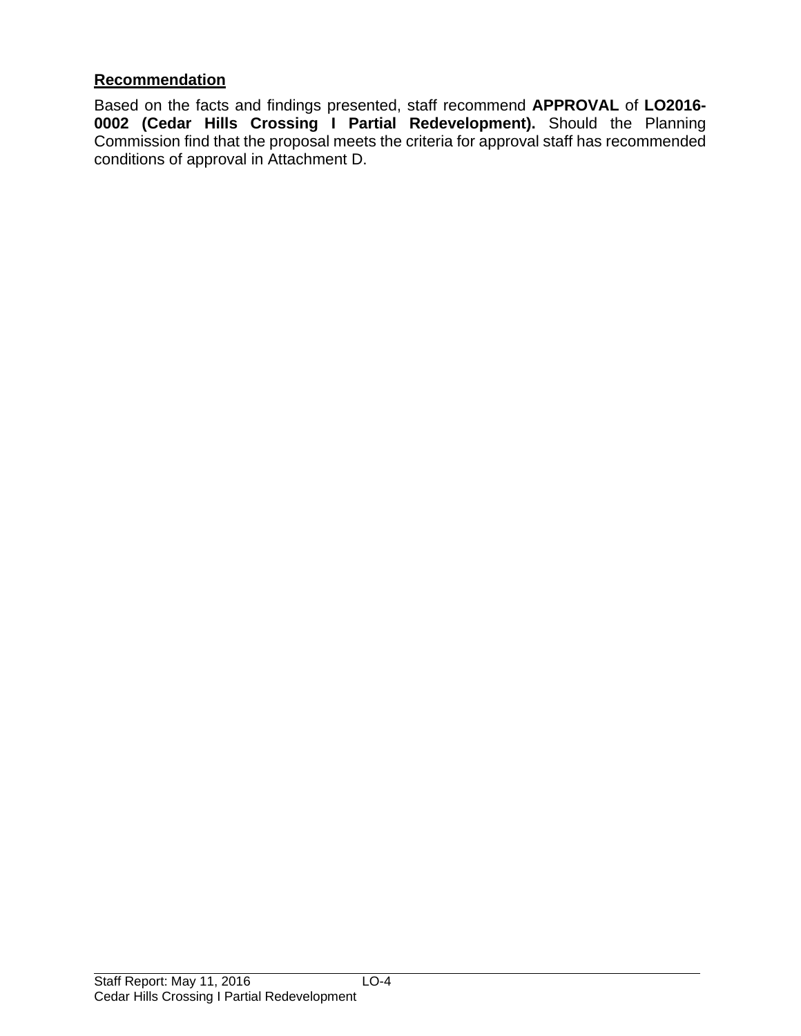**Recommendation**

Based on the facts and findings presented, staff recommend **APPROVAL** of **LO2016-0002 (Cedar Hills Crossing I Partial Redevelopment).** Should the Planning Commission find that the proposal meets the criteria for approval staff has recommended conditions of approval in Attachment D.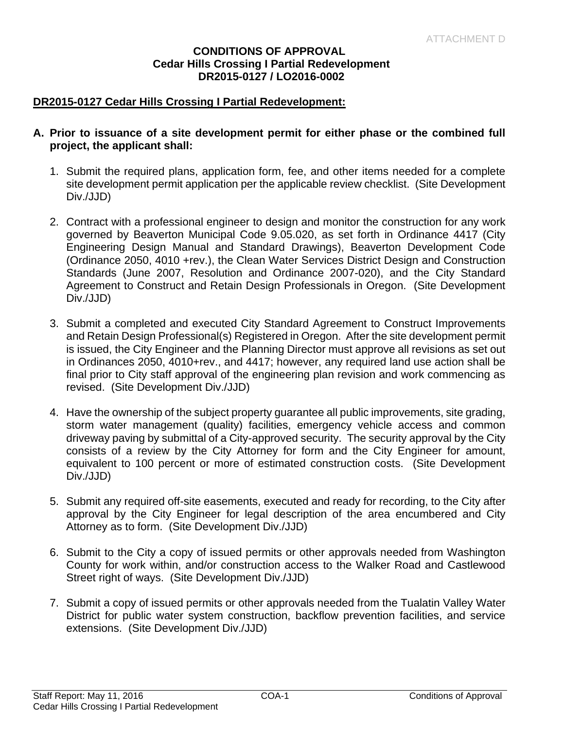ATTACHMENT D

**CONDITIONS OF APPROVAL**
**Cedar Hills Crossing I Partial Redevelopment**
**DR2015-0127 / LO2016-0002**

**DR2015-0127 Cedar Hills Crossing I Partial Redevelopment:**

**A. Prior to issuance of a site development permit for either phase or the combined full project, the applicant shall:**

1. Submit the required plans, application form, fee, and other items needed for a complete site development permit application per the applicable review checklist. (Site Development Div./JJD)

2. Contract with a professional engineer to design and monitor the construction for any work governed by Beaverton Municipal Code 9.05.020, as set forth in Ordinance 4417 (City Engineering Design Manual and Standard Drawings), Beaverton Development Code (Ordinance 2050, 4010 +rev.), the Clean Water Services District Design and Construction Standards (June 2007, Resolution and Ordinance 2007-020), and the City Standard Agreement to Construct and Retain Design Professionals in Oregon. (Site Development Div./JJD)

3. Submit a completed and executed City Standard Agreement to Construct Improvements and Retain Design Professional(s) Registered in Oregon. After the site development permit is issued, the City Engineer and the Planning Director must approve all revisions as set out in Ordinances 2050, 4010+rev., and 4417; however, any required land use action shall be final prior to City staff approval of the engineering plan revision and work commencing as revised. (Site Development Div./JJD)

4. Have the ownership of the subject property guarantee all public improvements, site grading, storm water management (quality) facilities, emergency vehicle access and common driveway paving by submittal of a City-approved security. The security approval by the City consists of a review by the City Attorney for form and the City Engineer for amount, equivalent to 100 percent or more of estimated construction costs. (Site Development Div./JJD)

5. Submit any required off-site easements, executed and ready for recording, to the City after approval by the City Engineer for legal description of the area encumbered and City Attorney as to form. (Site Development Div./JJD)

6. Submit to the City a copy of issued permits or other approvals needed from Washington County for work within, and/or construction access to the Walker Road and Castlewood Street right of ways. (Site Development Div./JJD)

7. Submit a copy of issued permits or other approvals needed from the Tualatin Valley Water District for public water system construction, backflow prevention facilities, and service extensions. (Site Development Div./JJD)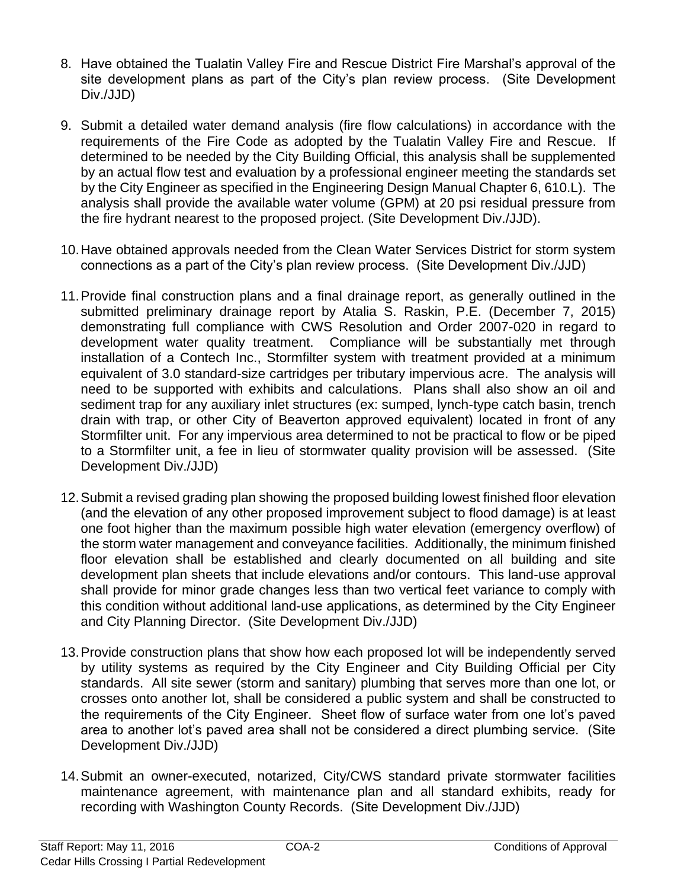8. Have obtained the Tualatin Valley Fire and Rescue District Fire Marshal's approval of the site development plans as part of the City's plan review process. (Site Development Div./JJD)

9. Submit a detailed water demand analysis (fire flow calculations) in accordance with the requirements of the Fire Code as adopted by the Tualatin Valley Fire and Rescue. If determined to be needed by the City Building Official, this analysis shall be supplemented by an actual flow test and evaluation by a professional engineer meeting the standards set by the City Engineer as specified in the Engineering Design Manual Chapter 6, 610.L). The analysis shall provide the available water volume (GPM) at 20 psi residual pressure from the fire hydrant nearest to the proposed project. (Site Development Div./JJD).

10. Have obtained approvals needed from the Clean Water Services District for storm system connections as a part of the City's plan review process. (Site Development Div./JJD)

11. Provide final construction plans and a final drainage report, as generally outlined in the submitted preliminary drainage report by Atalia S. Raskin, P.E. (December 7, 2015) demonstrating full compliance with CWS Resolution and Order 2007-020 in regard to development water quality treatment. Compliance will be substantially met through installation of a Contech Inc., Stormfilter system with treatment provided at a minimum equivalent of 3.0 standard-size cartridges per tributary impervious acre. The analysis will need to be supported with exhibits and calculations. Plans shall also show an oil and sediment trap for any auxiliary inlet structures (ex: sumped, lynch-type catch basin, trench drain with trap, or other City of Beaverton approved equivalent) located in front of any Stormfilter unit. For any impervious area determined to not be practical to flow or be piped to a Stormfilter unit, a fee in lieu of stormwater quality provision will be assessed. (Site Development Div./JJD)

12. Submit a revised grading plan showing the proposed building lowest finished floor elevation (and the elevation of any other proposed improvement subject to flood damage) is at least one foot higher than the maximum possible high water elevation (emergency overflow) of the storm water management and conveyance facilities. Additionally, the minimum finished floor elevation shall be established and clearly documented on all building and site development plan sheets that include elevations and/or contours. This land-use approval shall provide for minor grade changes less than two vertical feet variance to comply with this condition without additional land-use applications, as determined by the City Engineer and City Planning Director. (Site Development Div./JJD)

13. Provide construction plans that show how each proposed lot will be independently served by utility systems as required by the City Engineer and City Building Official per City standards. All site sewer (storm and sanitary) plumbing that serves more than one lot, or crosses onto another lot, shall be considered a public system and shall be constructed to the requirements of the City Engineer. Sheet flow of surface water from one lot's paved area to another lot's paved area shall not be considered a direct plumbing service. (Site Development Div./JJD)

14. Submit an owner-executed, notarized, City/CWS standard private stormwater facilities maintenance agreement, with maintenance plan and all standard exhibits, ready for recording with Washington County Records. (Site Development Div./JJD)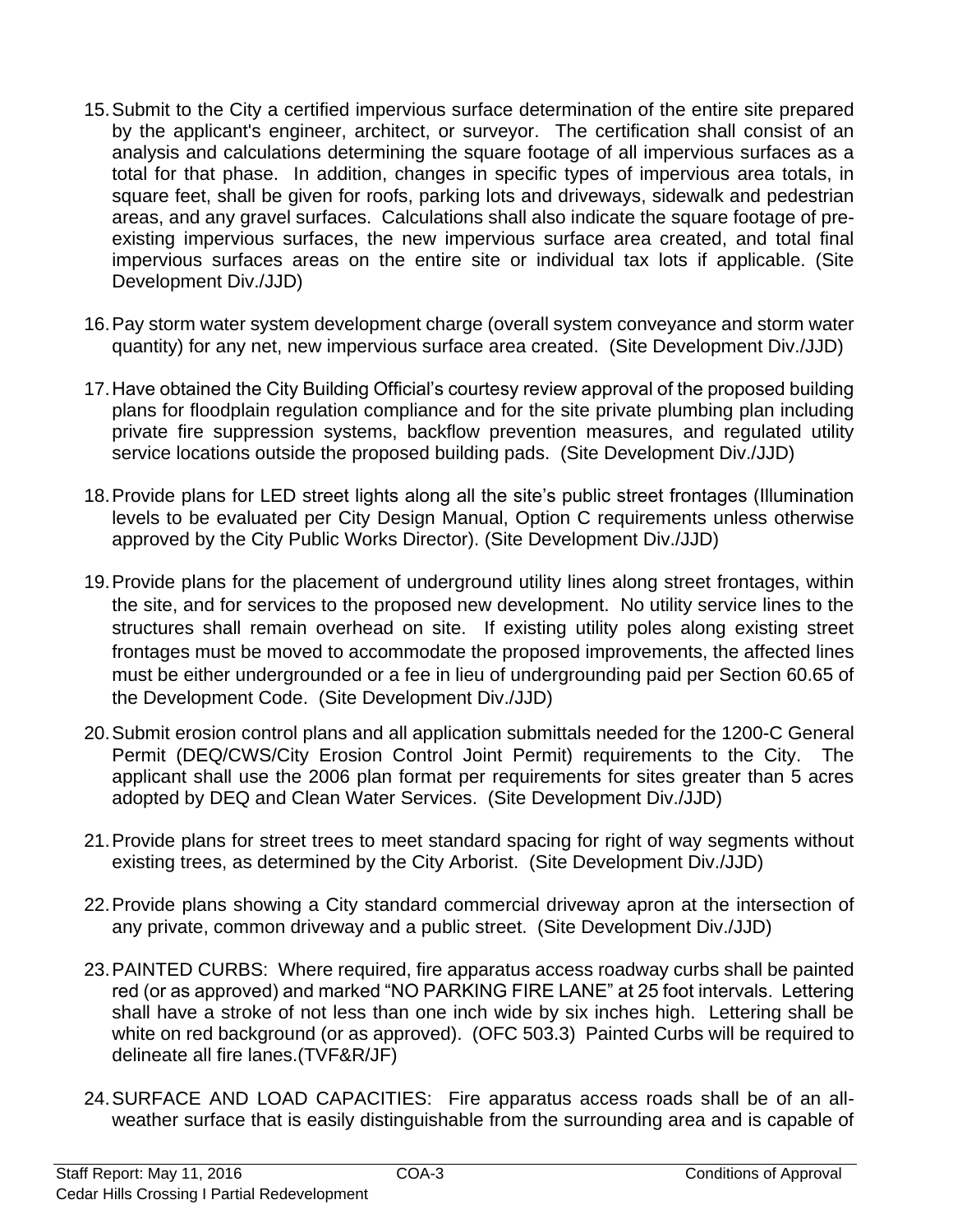15. Submit to the City a certified impervious surface determination of the entire site prepared by the applicant's engineer, architect, or surveyor. The certification shall consist of an analysis and calculations determining the square footage of all impervious surfaces as a total for that phase. In addition, changes in specific types of impervious area totals, in square feet, shall be given for roofs, parking lots and driveways, sidewalk and pedestrian areas, and any gravel surfaces. Calculations shall also indicate the square footage of pre-existing impervious surfaces, the new impervious surface area created, and total final impervious surfaces areas on the entire site or individual tax lots if applicable. (Site Development Div./JJD)

16. Pay storm water system development charge (overall system conveyance and storm water quantity) for any net, new impervious surface area created. (Site Development Div./JJD)

17. Have obtained the City Building Official's courtesy review approval of the proposed building plans for floodplain regulation compliance and for the site private plumbing plan including private fire suppression systems, backflow prevention measures, and regulated utility service locations outside the proposed building pads. (Site Development Div./JJD)

18. Provide plans for LED street lights along all the site's public street frontages (Illumination levels to be evaluated per City Design Manual, Option C requirements unless otherwise approved by the City Public Works Director). (Site Development Div./JJD)

19. Provide plans for the placement of underground utility lines along street frontages, within the site, and for services to the proposed new development. No utility service lines to the structures shall remain overhead on site. If existing utility poles along existing street frontages must be moved to accommodate the proposed improvements, the affected lines must be either undergrounded or a fee in lieu of undergrounding paid per Section 60.65 of the Development Code. (Site Development Div./JJD)

20. Submit erosion control plans and all application submittals needed for the 1200-C General Permit (DEQ/CWS/City Erosion Control Joint Permit) requirements to the City. The applicant shall use the 2006 plan format per requirements for sites greater than 5 acres adopted by DEQ and Clean Water Services. (Site Development Div./JJD)

21. Provide plans for street trees to meet standard spacing for right of way segments without existing trees, as determined by the City Arborist. (Site Development Div./JJD)

22. Provide plans showing a City standard commercial driveway apron at the intersection of any private, common driveway and a public street. (Site Development Div./JJD)

23. PAINTED CURBS: Where required, fire apparatus access roadway curbs shall be painted red (or as approved) and marked "NO PARKING FIRE LANE" at 25 foot intervals. Lettering shall have a stroke of not less than one inch wide by six inches high. Lettering shall be white on red background (or as approved). (OFC 503.3) Painted Curbs will be required to delineate all fire lanes.(TVF&R/JF)

24. SURFACE AND LOAD CAPACITIES: Fire apparatus access roads shall be of an all-weather surface that is easily distinguishable from the surrounding area and is capable of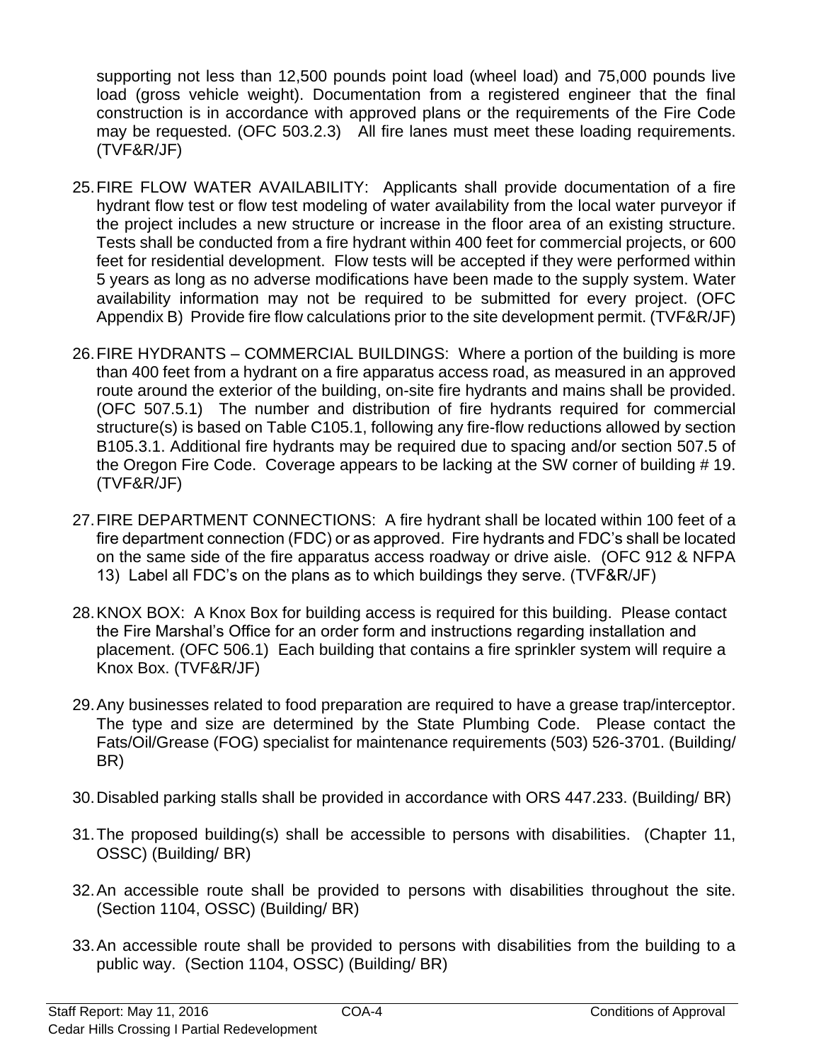supporting not less than 12,500 pounds point load (wheel load) and 75,000 pounds live load (gross vehicle weight). Documentation from a registered engineer that the final construction is in accordance with approved plans or the requirements of the Fire Code may be requested. (OFC 503.2.3) All fire lanes must meet these loading requirements. (TVF&R/JF)

25. FIRE FLOW WATER AVAILABILITY: Applicants shall provide documentation of a fire hydrant flow test or flow test modeling of water availability from the local water purveyor if the project includes a new structure or increase in the floor area of an existing structure. Tests shall be conducted from a fire hydrant within 400 feet for commercial projects, or 600 feet for residential development. Flow tests will be accepted if they were performed within 5 years as long as no adverse modifications have been made to the supply system. Water availability information may not be required to be submitted for every project. (OFC Appendix B) Provide fire flow calculations prior to the site development permit. (TVF&R/JF)

26. FIRE HYDRANTS – COMMERCIAL BUILDINGS: Where a portion of the building is more than 400 feet from a hydrant on a fire apparatus access road, as measured in an approved route around the exterior of the building, on-site fire hydrants and mains shall be provided. (OFC 507.5.1) The number and distribution of fire hydrants required for commercial structure(s) is based on Table C105.1, following any fire-flow reductions allowed by section B105.3.1. Additional fire hydrants may be required due to spacing and/or section 507.5 of the Oregon Fire Code. Coverage appears to be lacking at the SW corner of building # 19. (TVF&R/JF)

27. FIRE DEPARTMENT CONNECTIONS: A fire hydrant shall be located within 100 feet of a fire department connection (FDC) or as approved. Fire hydrants and FDC's shall be located on the same side of the fire apparatus access roadway or drive aisle. (OFC 912 & NFPA 13) Label all FDC's on the plans as to which buildings they serve. (TVF&R/JF)

28. KNOX BOX: A Knox Box for building access is required for this building. Please contact the Fire Marshal's Office for an order form and instructions regarding installation and placement. (OFC 506.1) Each building that contains a fire sprinkler system will require a Knox Box. (TVF&R/JF)

29. Any businesses related to food preparation are required to have a grease trap/interceptor. The type and size are determined by the State Plumbing Code. Please contact the Fats/Oil/Grease (FOG) specialist for maintenance requirements (503) 526-3701. (Building/ BR)

30. Disabled parking stalls shall be provided in accordance with ORS 447.233. (Building/ BR)

31. The proposed building(s) shall be accessible to persons with disabilities. (Chapter 11, OSSC) (Building/ BR)

32. An accessible route shall be provided to persons with disabilities throughout the site. (Section 1104, OSSC) (Building/ BR)

33. An accessible route shall be provided to persons with disabilities from the building to a public way. (Section 1104, OSSC) (Building/ BR)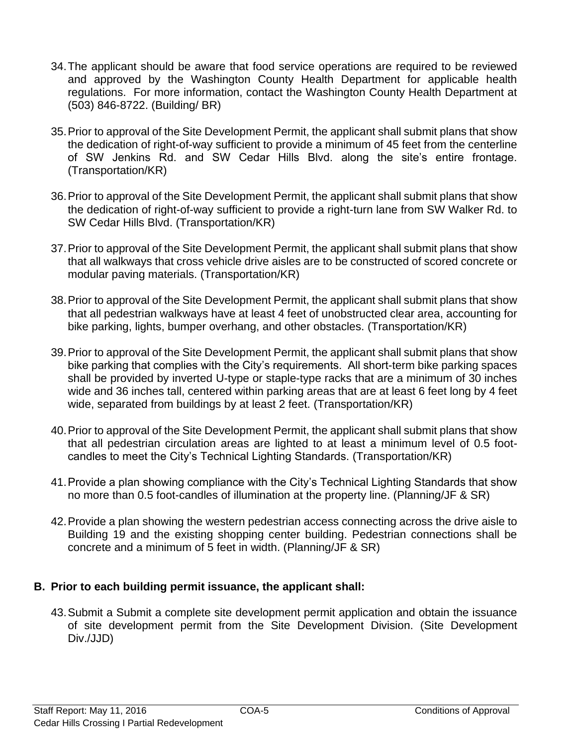34. The applicant should be aware that food service operations are required to be reviewed and approved by the Washington County Health Department for applicable health regulations. For more information, contact the Washington County Health Department at (503) 846-8722. (Building/ BR)

35. Prior to approval of the Site Development Permit, the applicant shall submit plans that show the dedication of right-of-way sufficient to provide a minimum of 45 feet from the centerline of SW Jenkins Rd. and SW Cedar Hills Blvd. along the site's entire frontage. (Transportation/KR)

36. Prior to approval of the Site Development Permit, the applicant shall submit plans that show the dedication of right-of-way sufficient to provide a right-turn lane from SW Walker Rd. to SW Cedar Hills Blvd. (Transportation/KR)

37. Prior to approval of the Site Development Permit, the applicant shall submit plans that show that all walkways that cross vehicle drive aisles are to be constructed of scored concrete or modular paving materials. (Transportation/KR)

38. Prior to approval of the Site Development Permit, the applicant shall submit plans that show that all pedestrian walkways have at least 4 feet of unobstructed clear area, accounting for bike parking, lights, bumper overhang, and other obstacles. (Transportation/KR)

39. Prior to approval of the Site Development Permit, the applicant shall submit plans that show bike parking that complies with the City's requirements. All short-term bike parking spaces shall be provided by inverted U-type or staple-type racks that are a minimum of 30 inches wide and 36 inches tall, centered within parking areas that are at least 6 feet long by 4 feet wide, separated from buildings by at least 2 feet. (Transportation/KR)

40. Prior to approval of the Site Development Permit, the applicant shall submit plans that show that all pedestrian circulation areas are lighted to at least a minimum level of 0.5 foot-candles to meet the City's Technical Lighting Standards. (Transportation/KR)

41. Provide a plan showing compliance with the City's Technical Lighting Standards that show no more than 0.5 foot-candles of illumination at the property line. (Planning/JF & SR)

42. Provide a plan showing the western pedestrian access connecting across the drive aisle to Building 19 and the existing shopping center building. Pedestrian connections shall be concrete and a minimum of 5 feet in width. (Planning/JF & SR)

## B. Prior to each building permit issuance, the applicant shall:

43. Submit a Submit a complete site development permit application and obtain the issuance of site development permit from the Site Development Division. (Site Development Div./JJD)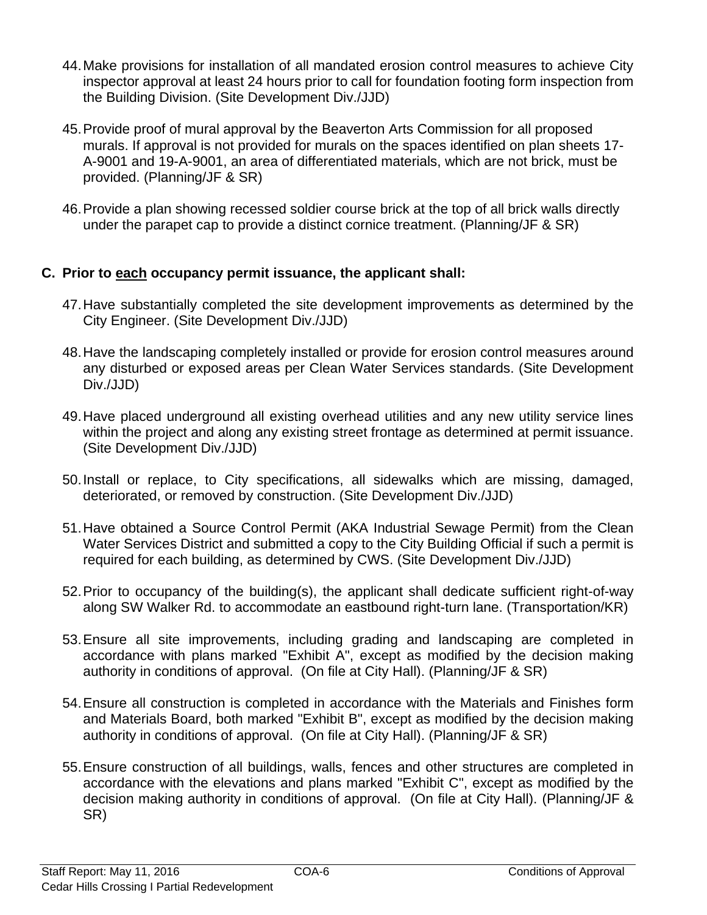44. Make provisions for installation of all mandated erosion control measures to achieve City inspector approval at least 24 hours prior to call for foundation footing form inspection from the Building Division. (Site Development Div./JJD)

45. Provide proof of mural approval by the Beaverton Arts Commission for all proposed murals. If approval is not provided for murals on the spaces identified on plan sheets 17-A-9001 and 19-A-9001, an area of differentiated materials, which are not brick, must be provided. (Planning/JF & SR)

46. Provide a plan showing recessed soldier course brick at the top of all brick walls directly under the parapet cap to provide a distinct cornice treatment. (Planning/JF & SR)

## C. Prior to <u>each</u> occupancy permit issuance, the applicant shall:

47. Have substantially completed the site development improvements as determined by the City Engineer. (Site Development Div./JJD)

48. Have the landscaping completely installed or provide for erosion control measures around any disturbed or exposed areas per Clean Water Services standards. (Site Development Div./JJD)

49. Have placed underground all existing overhead utilities and any new utility service lines within the project and along any existing street frontage as determined at permit issuance. (Site Development Div./JJD)

50. Install or replace, to City specifications, all sidewalks which are missing, damaged, deteriorated, or removed by construction. (Site Development Div./JJD)

51. Have obtained a Source Control Permit (AKA Industrial Sewage Permit) from the Clean Water Services District and submitted a copy to the City Building Official if such a permit is required for each building, as determined by CWS. (Site Development Div./JJD)

52. Prior to occupancy of the building(s), the applicant shall dedicate sufficient right-of-way along SW Walker Rd. to accommodate an eastbound right-turn lane. (Transportation/KR)

53. Ensure all site improvements, including grading and landscaping are completed in accordance with plans marked "Exhibit A", except as modified by the decision making authority in conditions of approval. (On file at City Hall). (Planning/JF & SR)

54. Ensure all construction is completed in accordance with the Materials and Finishes form and Materials Board, both marked "Exhibit B", except as modified by the decision making authority in conditions of approval. (On file at City Hall). (Planning/JF & SR)

55. Ensure construction of all buildings, walls, fences and other structures are completed in accordance with the elevations and plans marked "Exhibit C", except as modified by the decision making authority in conditions of approval. (On file at City Hall). (Planning/JF & SR)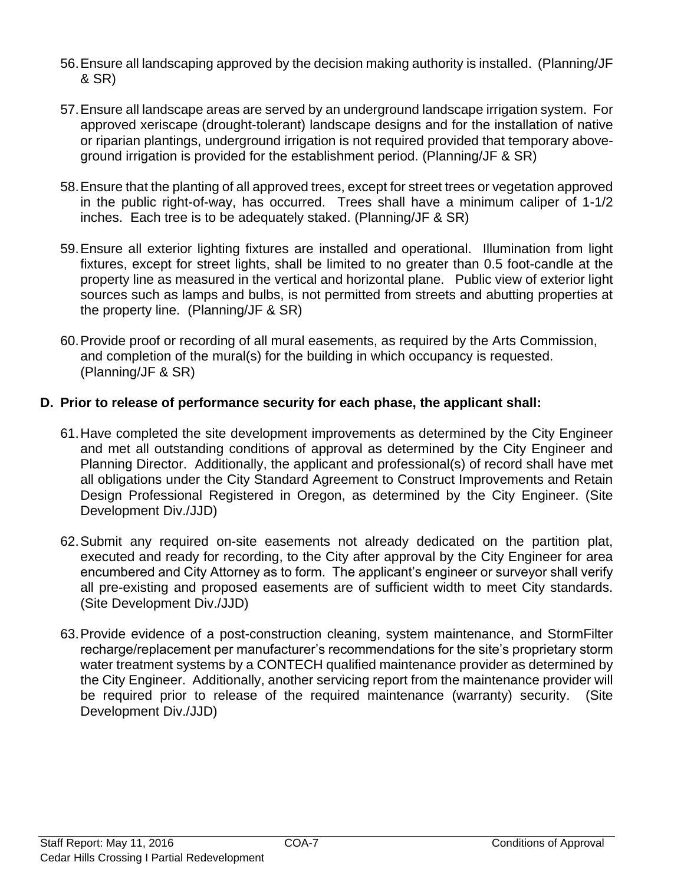56. Ensure all landscaping approved by the decision making authority is installed. (Planning/JF & SR)

57. Ensure all landscape areas are served by an underground landscape irrigation system. For approved xeriscape (drought-tolerant) landscape designs and for the installation of native or riparian plantings, underground irrigation is not required provided that temporary above-ground irrigation is provided for the establishment period. (Planning/JF & SR)

58. Ensure that the planting of all approved trees, except for street trees or vegetation approved in the public right-of-way, has occurred. Trees shall have a minimum caliper of 1-1/2 inches. Each tree is to be adequately staked. (Planning/JF & SR)

59. Ensure all exterior lighting fixtures are installed and operational. Illumination from light fixtures, except for street lights, shall be limited to no greater than 0.5 foot-candle at the property line as measured in the vertical and horizontal plane. Public view of exterior light sources such as lamps and bulbs, is not permitted from streets and abutting properties at the property line. (Planning/JF & SR)

60. Provide proof or recording of all mural easements, as required by the Arts Commission, and completion of the mural(s) for the building in which occupancy is requested. (Planning/JF & SR)

**D. Prior to release of performance security for each phase, the applicant shall:**

61. Have completed the site development improvements as determined by the City Engineer and met all outstanding conditions of approval as determined by the City Engineer and Planning Director. Additionally, the applicant and professional(s) of record shall have met all obligations under the City Standard Agreement to Construct Improvements and Retain Design Professional Registered in Oregon, as determined by the City Engineer. (Site Development Div./JJD)

62. Submit any required on-site easements not already dedicated on the partition plat, executed and ready for recording, to the City after approval by the City Engineer for area encumbered and City Attorney as to form. The applicant's engineer or surveyor shall verify all pre-existing and proposed easements are of sufficient width to meet City standards. (Site Development Div./JJD)

63. Provide evidence of a post-construction cleaning, system maintenance, and StormFilter recharge/replacement per manufacturer's recommendations for the site's proprietary storm water treatment systems by a CONTECH qualified maintenance provider as determined by the City Engineer. Additionally, another servicing report from the maintenance provider will be required prior to release of the required maintenance (warranty) security. (Site Development Div./JJD)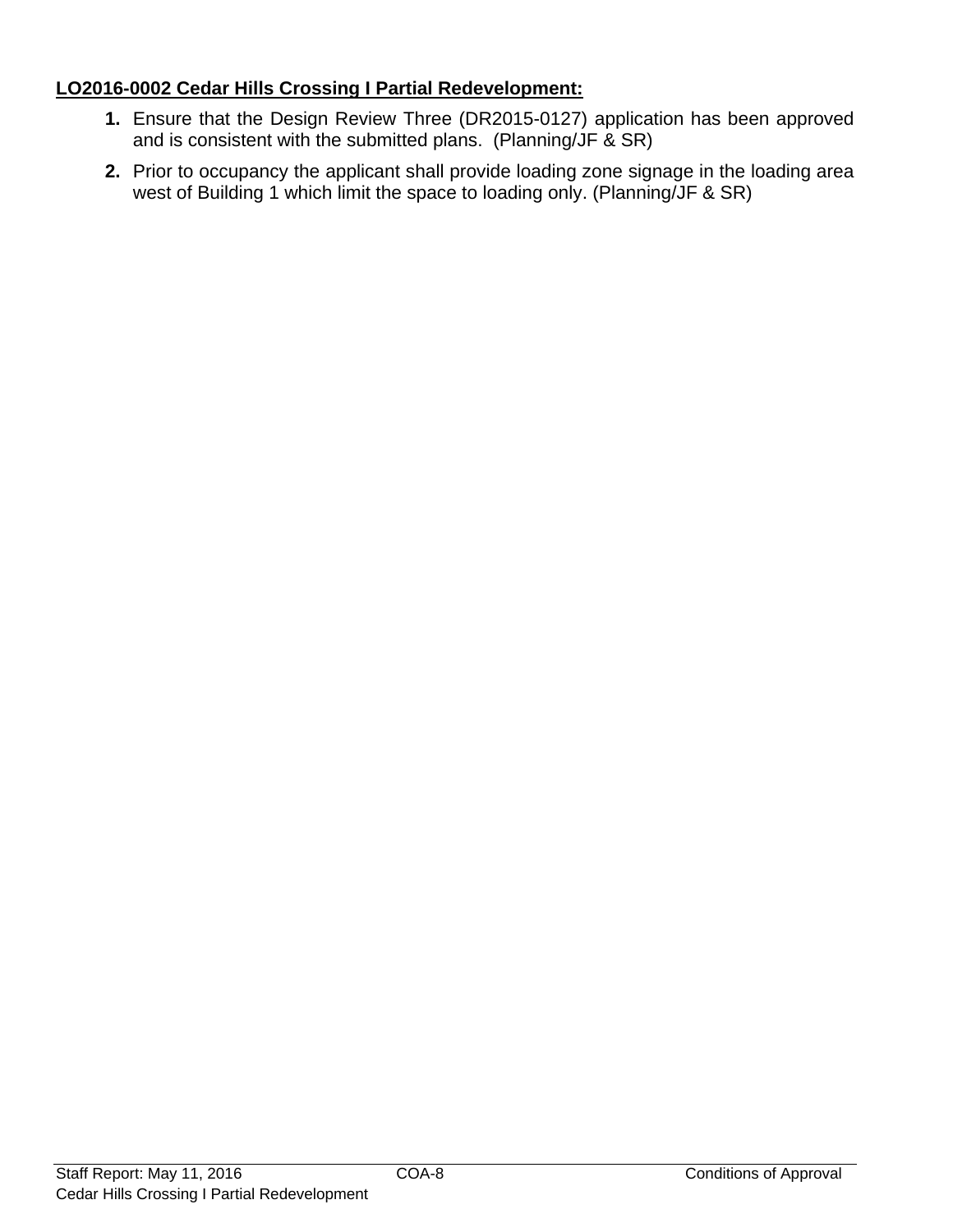**LO2016-0002 Cedar Hills Crossing I Partial Redevelopment:**

1. Ensure that the Design Review Three (DR2015-0127) application has been approved and is consistent with the submitted plans. (Planning/JF & SR)
2. Prior to occupancy the applicant shall provide loading zone signage in the loading area west of Building 1 which limit the space to loading only. (Planning/JF & SR)